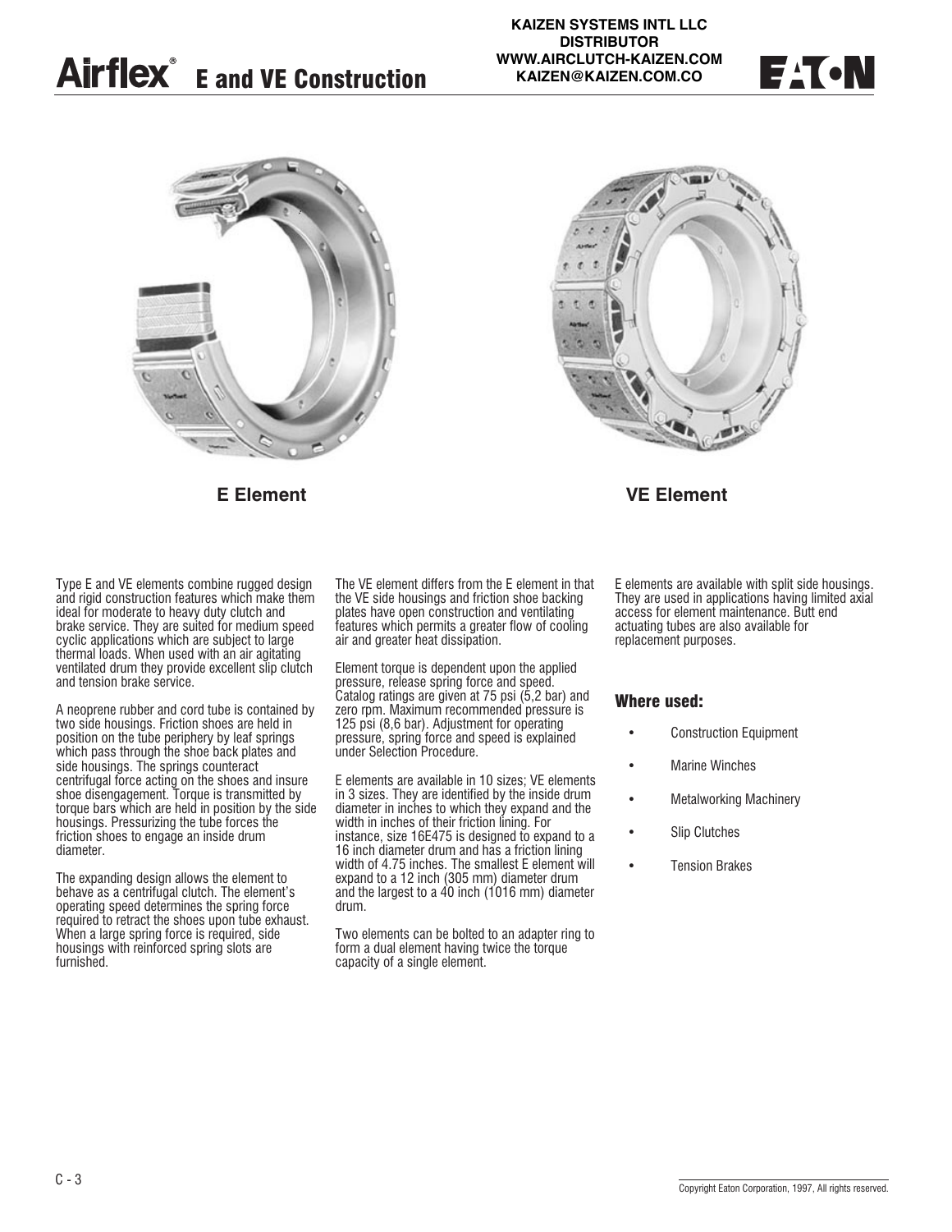# Airflex® E and VE Construction

KAIZEN SYSTEMS INTL LLC
DISTRIBUTOR
WWW.AIRCLUTCH-KAIZEN.COM
KAIZEN@KAIZEN.COM.CO

**E Element**

**VE Element**

Type E and VE elements combine rugged design and rigid construction features which make them ideal for moderate to heavy duty clutch and brake service. They are suited for medium speed cyclic applications which are subject to large thermal loads. When used with an air agitating ventilated drum they provide excellent slip clutch and tension brake service.

A neoprene rubber and cord tube is contained by two side housings. Friction shoes are held in position on the tube periphery by leaf springs which pass through the shoe back plates and side housings. The springs counteract centrifugal force acting on the shoes and insure shoe disengagement. Torque is transmitted by torque bars which are held in position by the side housings. Pressurizing the tube forces the friction shoes to engage an inside drum diameter.

The expanding design allows the element to behave as a centrifugal clutch. The element's operating speed determines the spring force required to retract the shoes upon tube exhaust. When a large spring force is required, side housings with reinforced spring slots are furnished.

The VE element differs from the E element in that the VE side housings and friction shoe backing plates have open construction and ventilating features which permits a greater flow of cooling air and greater heat dissipation.

Element torque is dependent upon the applied pressure, release spring force and speed. Catalog ratings are given at 75 psi (5,2 bar) and zero rpm. Maximum recommended pressure is 125 psi (8,6 bar). Adjustment for operating pressure, spring force and speed is explained under Selection Procedure.

E elements are available in 10 sizes; VE elements in 3 sizes. They are identified by the inside drum diameter in inches to which they expand and the width in inches of their friction lining. For instance, size 16E475 is designed to expand to a 16 inch diameter drum and has a friction lining width of 4.75 inches. The smallest E element will expand to a 12 inch (305 mm) diameter drum and the largest to a 40 inch (1016 mm) diameter drum.

Two elements can be bolted to an adapter ring to form a dual element having twice the torque capacity of a single element.

E elements are available with split side housings. They are used in applications having limited axial access for element maintenance. Butt end actuating tubes are also available for replacement purposes.

### Where used:

- Construction Equipment
- Marine Winches
- Metalworking Machinery
- Slip Clutches
- Tension Brakes

Copyright Eaton Corporation, 1997, All rights reserved.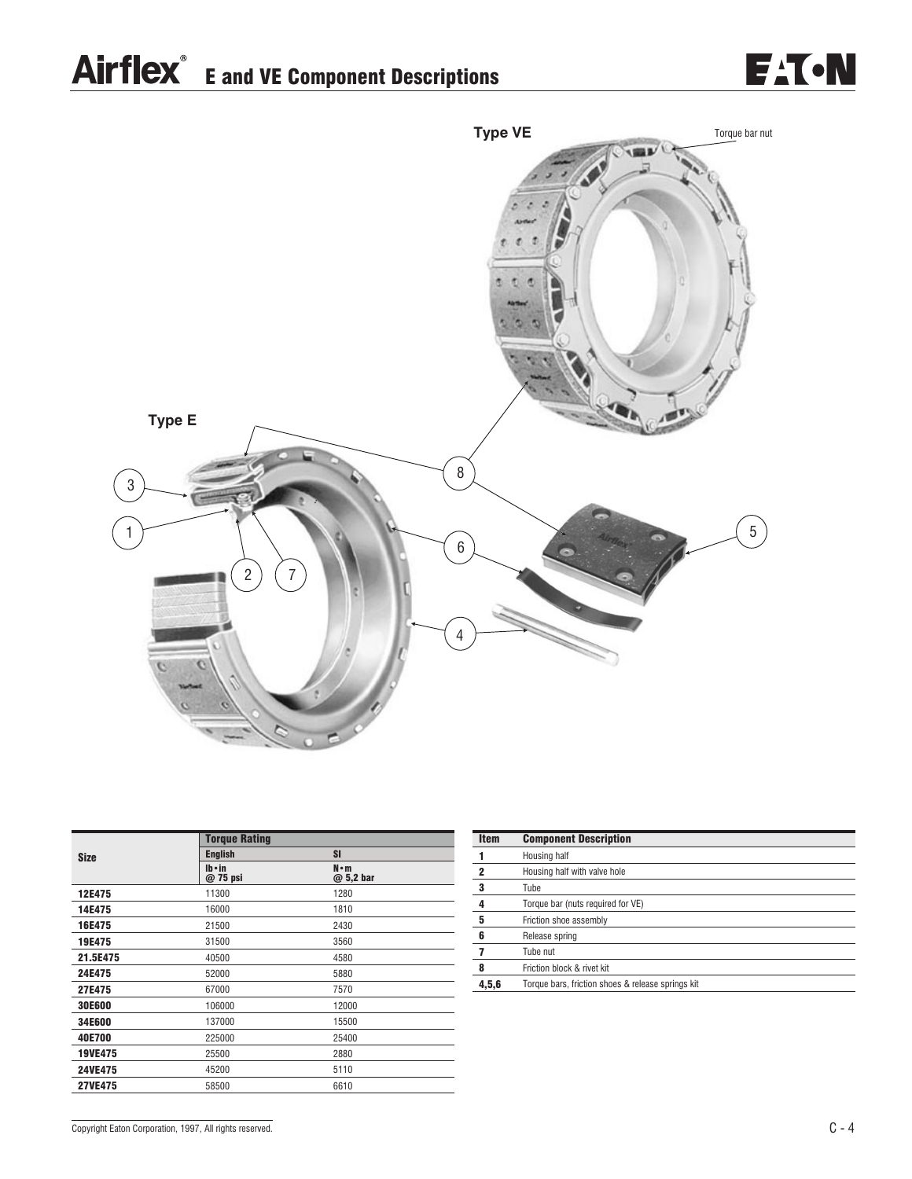# Airflex® E and VE Component Descriptions

Type VE

Torque bar nut

Type E

| Size | Torque Rating | |
|---|---|---|
| | English | SI |
| | lb•in @ 75 psi | N•m @ 5,2 bar |
| **12E475** | 11300 | 1280 |
| **14E475** | 16000 | 1810 |
| **16E475** | 21500 | 2430 |
| **19E475** | 31500 | 3560 |
| **21.5E475** | 40500 | 4580 |
| **24E475** | 52000 | 5880 |
| **27E475** | 67000 | 7570 |
| **30E600** | 106000 | 12000 |
| **34E600** | 137000 | 15500 |
| **40E700** | 225000 | 25400 |
| **19VE475** | 25500 | 2880 |
| **24VE475** | 45200 | 5110 |
| **27VE475** | 58500 | 6610 |

| Item | Component Description |
|---|---|
| **1** | Housing half |
| **2** | Housing half with valve hole |
| **3** | Tube |
| **4** | Torque bar (nuts required for VE) |
| **5** | Friction shoe assembly |
| **6** | Release spring |
| **7** | Tube nut |
| **8** | Friction block & rivet kit |
| **4,5,6** | Torque bars, friction shoes & release springs kit |

Copyright Eaton Corporation, 1997, All rights reserved.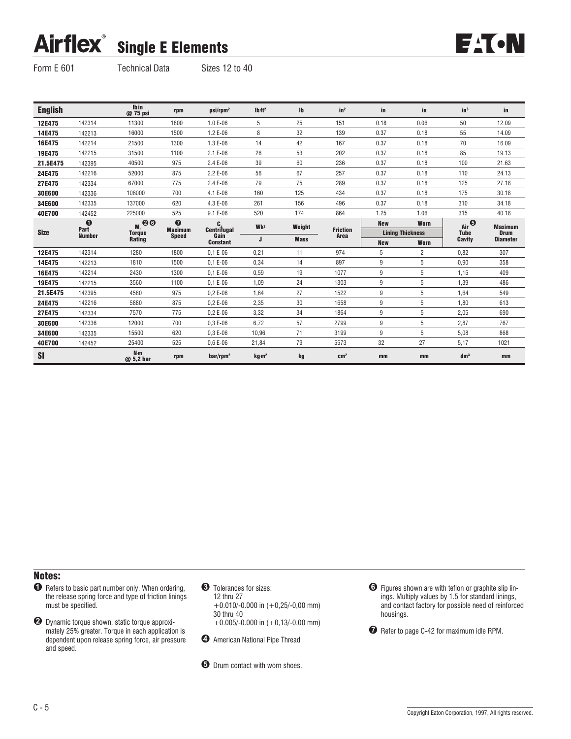# Airflex® Single E Elements

Form E 601 Technical Data Sizes 12 to 40

| English | | lb·in @ 75 psi | rpm | psi/rpm² | lb·ft² | lb | in² | in | in | in³ | in |
|---|---|---|---|---|---|---|---|---|---|---|---|
| 12E475 | 142314 | 11300 | 1800 | 1.0 E-06 | 5 | 25 | 151 | 0.18 | 0.06 | 50 | 12.09 |
| 14E475 | 142213 | 16000 | 1500 | 1.2 E-06 | 8 | 32 | 139 | 0.37 | 0.18 | 55 | 14.09 |
| 16E475 | 142214 | 21500 | 1300 | 1.3 E-06 | 14 | 42 | 167 | 0.37 | 0.18 | 70 | 16.09 |
| 19E475 | 142215 | 31500 | 1100 | 2.1 E-06 | 26 | 53 | 202 | 0.37 | 0.18 | 85 | 19.13 |
| 21.5E475 | 142395 | 40500 | 975 | 2.4 E-06 | 39 | 60 | 236 | 0.37 | 0.18 | 100 | 21.63 |
| 24E475 | 142216 | 52000 | 875 | 2.2 E-06 | 56 | 67 | 257 | 0.37 | 0.18 | 110 | 24.13 |
| 27E475 | 142334 | 67000 | 775 | 2.4 E-06 | 79 | 75 | 289 | 0.37 | 0.18 | 125 | 27.18 |
| 30E600 | 142336 | 106000 | 700 | 4.1 E-06 | 160 | 125 | 434 | 0.37 | 0.18 | 175 | 30.18 |
| 34E600 | 142335 | 137000 | 620 | 4.3 E-06 | 261 | 156 | 496 | 0.37 | 0.18 | 310 | 34.18 |
| 40E700 | 142452 | 225000 | 525 | 9.1 E-06 | 520 | 174 | 864 | 1.25 | 1.06 | 315 | 40.18 |
| **Size** | **Part Number ❶** | **$M_r$ Torque Rating ❷❻** | **Maximum Speed ❼** | **$C_s$ Centrifugal Gain Constant** | **$Wk^2$ / J** | **Weight / Mass** | **Friction Area** | **Lining Thickness New** | **Lining Thickness Worn** | **Air Tube Cavity ❺** | **Maximum Drum Diameter** |
| 12E475 | 142314 | 1280 | 1800 | 0,1 E-06 | 0,21 | 11 | 974 | 5 | 2 | 0,82 | 307 |
| 14E475 | 142213 | 1810 | 1500 | 0,1 E-06 | 0,34 | 14 | 897 | 9 | 5 | 0,90 | 358 |
| 16E475 | 142214 | 2430 | 1300 | 0,1 E-06 | 0,59 | 19 | 1077 | 9 | 5 | 1,15 | 409 |
| 19E475 | 142215 | 3560 | 1100 | 0,1 E-06 | 1,09 | 24 | 1303 | 9 | 5 | 1,39 | 486 |
| 21.5E475 | 142395 | 4580 | 975 | 0,2 E-06 | 1,64 | 27 | 1522 | 9 | 5 | 1,64 | 549 |
| 24E475 | 142216 | 5880 | 875 | 0,2 E-06 | 2,35 | 30 | 1658 | 9 | 5 | 1,80 | 613 |
| 27E475 | 142334 | 7570 | 775 | 0,2 E-06 | 3,32 | 34 | 1864 | 9 | 5 | 2,05 | 690 |
| 30E600 | 142336 | 12000 | 700 | 0,3 E-06 | 6,72 | 57 | 2799 | 9 | 5 | 2,87 | 767 |
| 34E600 | 142335 | 15500 | 620 | 0,3 E-06 | 10,96 | 71 | 3199 | 9 | 5 | 5,08 | 868 |
| 40E700 | 142452 | 25400 | 525 | 0,6 E-06 | 21,84 | 79 | 5573 | 32 | 27 | 5,17 | 1021 |
| **SI** | | N·m @ 5,2 bar | rpm | bar/rpm² | kg·m² | kg | cm² | mm | mm | dm³ | mm |

## Notes:

❶ Refers to basic part number only. When ordering, the release spring force and type of friction linings must be specified.

❷ Dynamic torque shown, static torque approximately 25% greater. Torque in each application is dependent upon release spring force, air pressure and speed.

❸ Tolerances for sizes:
12 thru 27
+0.010/-0.000 in (+0,25/-0,00 mm)
30 thru 40
+0.005/-0.000 in (+0,13/-0,00 mm)

❹ American National Pipe Thread

❺ Drum contact with worn shoes.

❻ Figures shown are with teflon or graphite slip linings. Multiply values by 1.5 for standard linings, and contact factory for possible need of reinforced housings.

❼ Refer to page C-42 for maximum idle RPM.

Copyright Eaton Corporation, 1997, All rights reserved.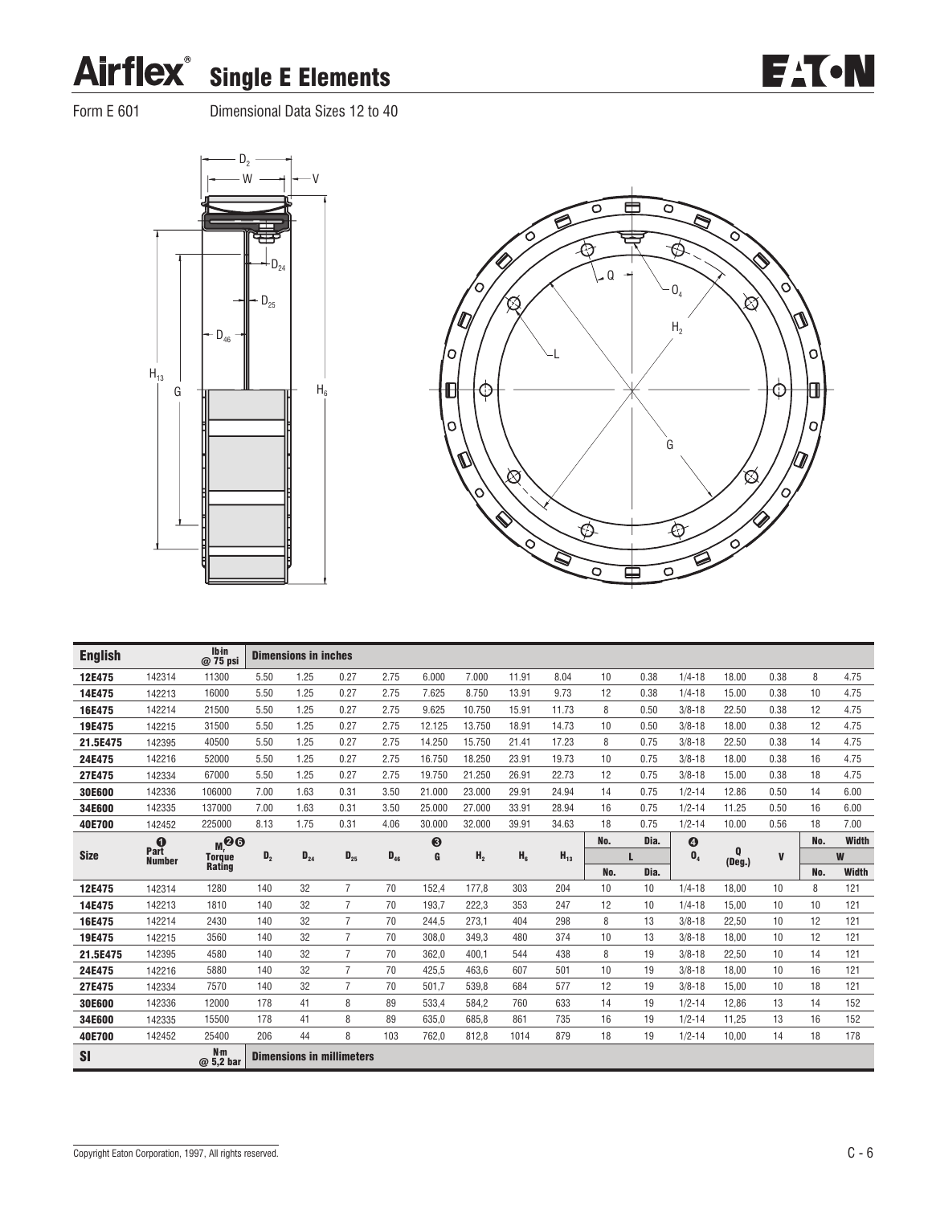# Airflex® Single E Elements

Form E 601 Dimensional Data Sizes 12 to 40

| English | | lb in @ 75 psi | Dimensions in inches | | | | | | | | | | | | | | |
|---|---|---|---|---|---|---|---|---|---|---|---|---|---|---|---|---|---|
| 12E475 | 142314 | 11300 | 5.50 | 1.25 | 0.27 | 2.75 | 6.000 | 7.000 | 11.91 | 8.04 | 10 | 0.38 | 1/4-18 | 18.00 | 0.38 | 8 | 4.75 |
| 14E475 | 142213 | 16000 | 5.50 | 1.25 | 0.27 | 2.75 | 7.625 | 8.750 | 13.91 | 9.73 | 12 | 0.38 | 1/4-18 | 15.00 | 0.38 | 10 | 4.75 |
| 16E475 | 142214 | 21500 | 5.50 | 1.25 | 0.27 | 2.75 | 9.625 | 10.750 | 15.91 | 11.73 | 8 | 0.50 | 3/8-18 | 22.50 | 0.38 | 12 | 4.75 |
| 19E475 | 142215 | 31500 | 5.50 | 1.25 | 0.27 | 2.75 | 12.125 | 13.750 | 18.91 | 14.73 | 10 | 0.50 | 3/8-18 | 18.00 | 0.38 | 12 | 4.75 |
| 21.5E475 | 142395 | 40500 | 5.50 | 1.25 | 0.27 | 2.75 | 14.250 | 15.750 | 21.41 | 17.23 | 8 | 0.75 | 3/8-18 | 22.50 | 0.38 | 14 | 4.75 |
| 24E475 | 142216 | 52000 | 5.50 | 1.25 | 0.27 | 2.75 | 16.750 | 18.250 | 23.91 | 19.73 | 10 | 0.75 | 3/8-18 | 18.00 | 0.38 | 16 | 4.75 |
| 27E475 | 142334 | 67000 | 5.50 | 1.25 | 0.27 | 2.75 | 19.750 | 21.250 | 26.91 | 22.73 | 12 | 0.75 | 3/8-18 | 15.00 | 0.38 | 18 | 4.75 |
| 30E600 | 142336 | 106000 | 7.00 | 1.63 | 0.31 | 3.50 | 21.000 | 23.000 | 29.91 | 24.94 | 14 | 0.75 | 1/2-14 | 12.86 | 0.50 | 14 | 6.00 |
| 34E600 | 142335 | 137000 | 7.00 | 1.63 | 0.31 | 3.50 | 25.000 | 27.000 | 33.91 | 28.94 | 16 | 0.75 | 1/2-14 | 11.25 | 0.50 | 16 | 6.00 |
| 40E700 | 142452 | 225000 | 8.13 | 1.75 | 0.31 | 4.06 | 30.000 | 32.000 | 39.91 | 34.63 | 18 | 0.75 | 1/2-14 | 10.00 | 0.56 | 18 | 7.00 |
| Size | ❶ Part Number | $M_r$ ❷❻ Torque Rating | $D_2$ | $D_{24}$ | $D_{25}$ | $D_{46}$ | ❸ G | $H_2$ | $H_6$ | $H_{13}$ | L No. | L Dia. | ❹ $O_4$ | Q (Deg.) | V | W No. | W Width |
| 12E475 | 142314 | 1280 | 140 | 32 | 7 | 70 | 152,4 | 177,8 | 303 | 204 | 10 | 10 | 1/4-18 | 18,00 | 10 | 8 | 121 |
| 14E475 | 142213 | 1810 | 140 | 32 | 7 | 70 | 193,7 | 222,3 | 353 | 247 | 12 | 10 | 1/4-18 | 15,00 | 10 | 10 | 121 |
| 16E475 | 142214 | 2430 | 140 | 32 | 7 | 70 | 244,5 | 273,1 | 404 | 298 | 8 | 13 | 3/8-18 | 22,50 | 10 | 12 | 121 |
| 19E475 | 142215 | 3560 | 140 | 32 | 7 | 70 | 308,0 | 349,3 | 480 | 374 | 10 | 13 | 3/8-18 | 18,00 | 10 | 12 | 121 |
| 21.5E475 | 142395 | 4580 | 140 | 32 | 7 | 70 | 362,0 | 400,1 | 544 | 438 | 8 | 19 | 3/8-18 | 22,50 | 10 | 14 | 121 |
| 24E475 | 142216 | 5880 | 140 | 32 | 7 | 70 | 425,5 | 463,6 | 607 | 501 | 10 | 19 | 3/8-18 | 18,00 | 10 | 16 | 121 |
| 27E475 | 142334 | 7570 | 140 | 32 | 7 | 70 | 501,7 | 539,8 | 684 | 577 | 12 | 19 | 3/8-18 | 15,00 | 10 | 18 | 121 |
| 30E600 | 142336 | 12000 | 178 | 41 | 8 | 89 | 533,4 | 584,2 | 760 | 633 | 14 | 19 | 1/2-14 | 12,86 | 13 | 14 | 152 |
| 34E600 | 142335 | 15500 | 178 | 41 | 8 | 89 | 635,0 | 685,8 | 861 | 735 | 16 | 19 | 1/2-14 | 11,25 | 13 | 16 | 152 |
| 40E700 | 142452 | 25400 | 206 | 44 | 8 | 103 | 762,0 | 812,8 | 1014 | 879 | 18 | 19 | 1/2-14 | 10,00 | 14 | 18 | 178 |
| SI | | N m @ 5,2 bar | Dimensions in millimeters | | | | | | | | | | | | | | |

Copyright Eaton Corporation, 1997, All rights reserved.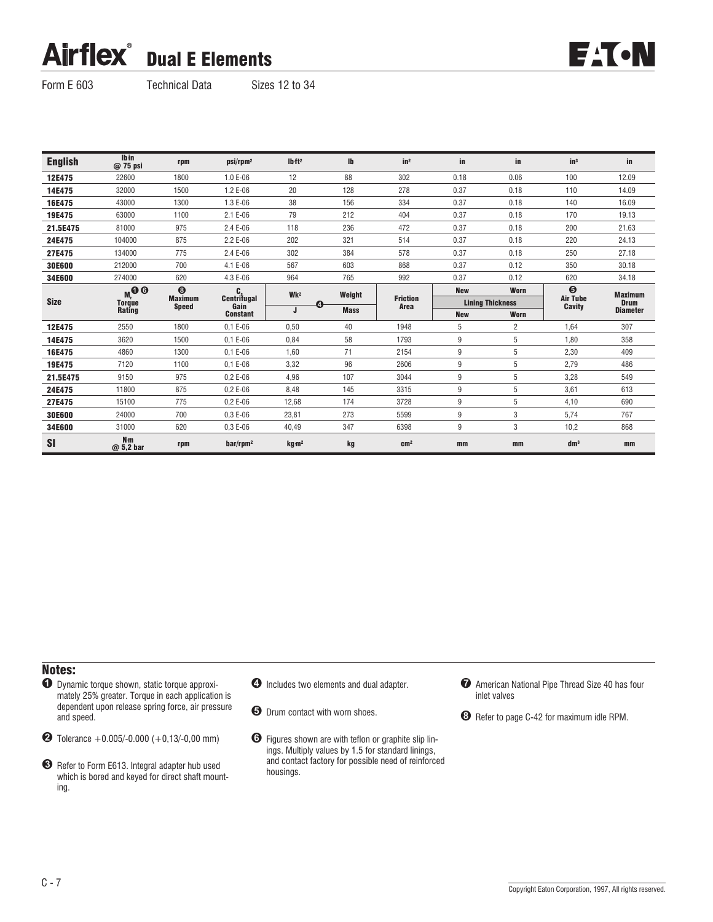# Airflex® Dual E Elements

Form E 603 Technical Data Sizes 12 to 34

| English | lb in @ 75 psi | rpm | psi/rpm² | lb ft² | lb | in² | in | in | in³ | in |
|---|---|---|---|---|---|---|---|---|---|---|
| 12E475 | 22600 | 1800 | 1.0 E-06 | 12 | 88 | 302 | 0.18 | 0.06 | 100 | 12.09 |
| 14E475 | 32000 | 1500 | 1.2 E-06 | 20 | 128 | 278 | 0.37 | 0.18 | 110 | 14.09 |
| 16E475 | 43000 | 1300 | 1.3 E-06 | 38 | 156 | 334 | 0.37 | 0.18 | 140 | 16.09 |
| 19E475 | 63000 | 1100 | 2.1 E-06 | 79 | 212 | 404 | 0.37 | 0.18 | 170 | 19.13 |
| 21.5E475 | 81000 | 975 | 2.4 E-06 | 118 | 236 | 472 | 0.37 | 0.18 | 200 | 21.63 |
| 24E475 | 104000 | 875 | 2.2 E-06 | 202 | 321 | 514 | 0.37 | 0.18 | 220 | 24.13 |
| 27E475 | 134000 | 775 | 2.4 E-06 | 302 | 384 | 578 | 0.37 | 0.18 | 250 | 27.18 |
| 30E600 | 212000 | 700 | 4.1 E-06 | 567 | 603 | 868 | 0.37 | 0.12 | 350 | 30.18 |
| 34E600 | 274000 | 620 | 4.3 E-06 | 964 | 765 | 992 | 0.37 | 0.12 | 620 | 34.18 |
| Size | $M_r$ ❶❻ Torque Rating | ❽ Maximum Speed | $C_s$ Centrifugal Gain Constant | Wk² / J ❹ | Weight / Mass | Friction Area | Lining Thickness New | Lining Thickness Worn | ❺ Air Tube Cavity | Maximum Drum Diameter |
| 12E475 | 2550 | 1800 | 0,1 E-06 | 0,50 | 40 | 1948 | 5 | 2 | 1,64 | 307 |
| 14E475 | 3620 | 1500 | 0,1 E-06 | 0,84 | 58 | 1793 | 9 | 5 | 1,80 | 358 |
| 16E475 | 4860 | 1300 | 0,1 E-06 | 1,60 | 71 | 2154 | 9 | 5 | 2,30 | 409 |
| 19E475 | 7120 | 1100 | 0,1 E-06 | 3,32 | 96 | 2606 | 9 | 5 | 2,79 | 486 |
| 21.5E475 | 9150 | 975 | 0,2 E-06 | 4,96 | 107 | 3044 | 9 | 5 | 3,28 | 549 |
| 24E475 | 11800 | 875 | 0,2 E-06 | 8,48 | 145 | 3315 | 9 | 5 | 3,61 | 613 |
| 27E475 | 15100 | 775 | 0,2 E-06 | 12,68 | 174 | 3728 | 9 | 5 | 4,10 | 690 |
| 30E600 | 24000 | 700 | 0,3 E-06 | 23,81 | 273 | 5599 | 9 | 3 | 5,74 | 767 |
| 34E600 | 31000 | 620 | 0,3 E-06 | 40,49 | 347 | 6398 | 9 | 3 | 10,2 | 868 |
| SI | N m @ 5,2 bar | rpm | bar/rpm² | kg·m² | kg | cm² | mm | mm | dm³ | mm |

## Notes:

❶ Dynamic torque shown, static torque approximately 25% greater. Torque in each application is dependent upon release spring force, air pressure and speed.

❷ Tolerance +0.005/-0.000 (+0,13/-0,00 mm)

❸ Refer to Form E613. Integral adapter hub used which is bored and keyed for direct shaft mounting.

❹ Includes two elements and dual adapter.

❺ Drum contact with worn shoes.

❻ Figures shown are with teflon or graphite slip linings. Multiply values by 1.5 for standard linings, and contact factory for possible need of reinforced housings.

❼ American National Pipe Thread Size 40 has four inlet valves

❽ Refer to page C-42 for maximum idle RPM.

Copyright Eaton Corporation, 1997, All rights reserved.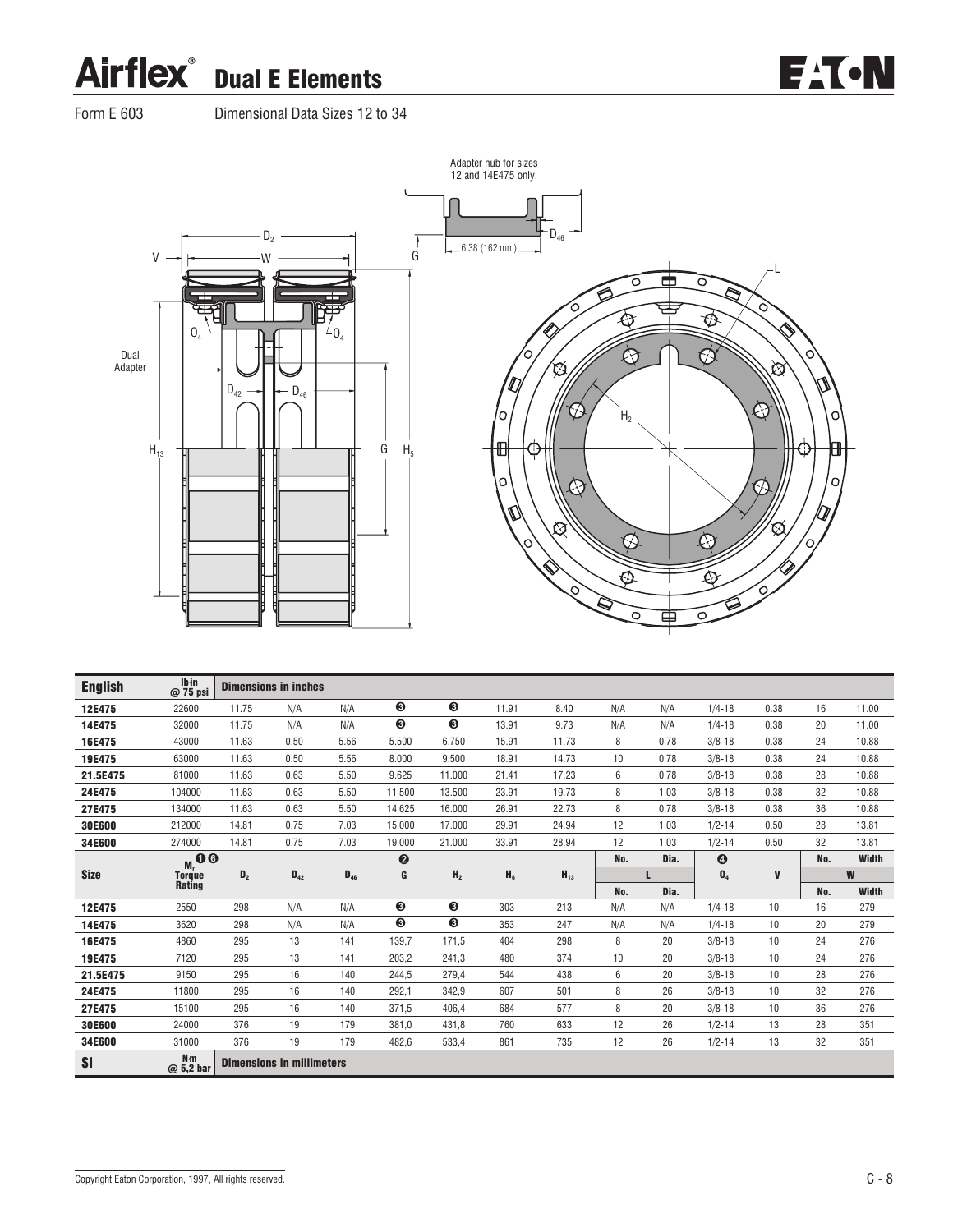# Airflex® Dual E Elements

Form E 603 Dimensional Data Sizes 12 to 34

Adapter hub for sizes 12 and 14E475 only.

6.38 (162 mm)

| Size | $M_r$ ❶❻ Torque Rating | $D_2$ | $D_{42}$ | $D_{46}$ | G ❷ | $H_2$ | $H_5$ | $H_{13}$ | L No. | L Dia. | $O_4$ ❹ | V | W No. | W Width |
|---|---|---|---|---|---|---|---|---|---|---|---|---|---|---|
| **English** | lb·in @ 75 psi | Dimensions in inches | | | | | | | | | | | | |
| 12E475 | 22600 | 11.75 | N/A | N/A | ❸ | ❸ | 11.91 | 8.40 | N/A | N/A | 1/4-18 | 0.38 | 16 | 11.00 |
| 14E475 | 32000 | 11.75 | N/A | N/A | ❸ | ❸ | 13.91 | 9.73 | N/A | N/A | 1/4-18 | 0.38 | 20 | 11.00 |
| 16E475 | 43000 | 11.63 | 0.50 | 5.56 | 5.500 | 6.750 | 15.91 | 11.73 | 8 | 0.78 | 3/8-18 | 0.38 | 24 | 10.88 |
| 19E475 | 63000 | 11.63 | 0.50 | 5.56 | 8.000 | 9.500 | 18.91 | 14.73 | 10 | 0.78 | 3/8-18 | 0.38 | 24 | 10.88 |
| 21.5E475 | 81000 | 11.63 | 0.63 | 5.50 | 9.625 | 11.000 | 21.41 | 17.23 | 6 | 0.78 | 3/8-18 | 0.38 | 28 | 10.88 |
| 24E475 | 104000 | 11.63 | 0.63 | 5.50 | 11.500 | 13.500 | 23.91 | 19.73 | 8 | 1.03 | 3/8-18 | 0.38 | 32 | 10.88 |
| 27E475 | 134000 | 11.63 | 0.63 | 5.50 | 14.625 | 16.000 | 26.91 | 22.73 | 8 | 0.78 | 3/8-18 | 0.38 | 36 | 10.88 |
| 30E600 | 212000 | 14.81 | 0.75 | 7.03 | 15.000 | 17.000 | 29.91 | 24.94 | 12 | 1.03 | 1/2-14 | 0.50 | 28 | 13.81 |
| 34E600 | 274000 | 14.81 | 0.75 | 7.03 | 19.000 | 21.000 | 33.91 | 28.94 | 12 | 1.03 | 1/2-14 | 0.50 | 32 | 13.81 |
| 12E475 | 2550 | 298 | N/A | N/A | ❸ | ❸ | 303 | 213 | N/A | N/A | 1/4-18 | 10 | 16 | 279 |
| 14E475 | 3620 | 298 | N/A | N/A | ❸ | ❸ | 353 | 247 | N/A | N/A | 1/4-18 | 10 | 20 | 279 |
| 16E475 | 4860 | 295 | 13 | 141 | 139,7 | 171,5 | 404 | 298 | 8 | 20 | 3/8-18 | 10 | 24 | 276 |
| 19E475 | 7120 | 295 | 13 | 141 | 203,2 | 241,3 | 480 | 374 | 10 | 20 | 3/8-18 | 10 | 24 | 276 |
| 21.5E475 | 9150 | 295 | 16 | 140 | 244,5 | 279,4 | 544 | 438 | 6 | 20 | 3/8-18 | 10 | 28 | 276 |
| 24E475 | 11800 | 295 | 16 | 140 | 292,1 | 342,9 | 607 | 501 | 8 | 26 | 3/8-18 | 10 | 32 | 276 |
| 27E475 | 15100 | 295 | 16 | 140 | 371,5 | 406,4 | 684 | 577 | 8 | 20 | 3/8-18 | 10 | 36 | 276 |
| 30E600 | 24000 | 376 | 19 | 179 | 381,0 | 431,8 | 760 | 633 | 12 | 26 | 1/2-14 | 13 | 28 | 351 |
| 34E600 | 31000 | 376 | 19 | 179 | 482,6 | 533,4 | 861 | 735 | 12 | 26 | 1/2-14 | 13 | 32 | 351 |
| **SI** | N·m @ 5,2 bar | Dimensions in millimeters | | | | | | | | | | | | |

Copyright Eaton Corporation, 1997, All rights reserved.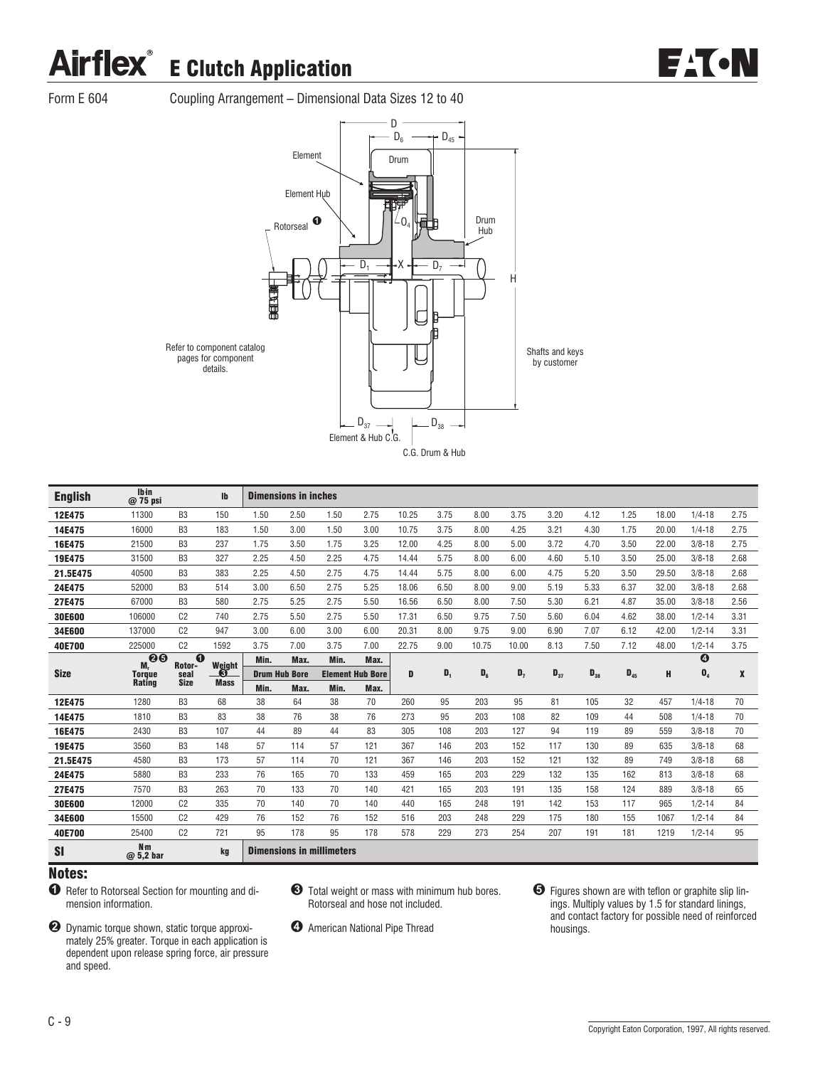# Airflex® E Clutch Application

Form E 604 Coupling Arrangement – Dimensional Data Sizes 12 to 40

Element

Element Hub

Rotorseal ❶

Drum

$O_4$

Drum Hub

$D$ $D_6$ $D_{45}$ $D_1$ $X$ $D_7$ $H$

Refer to component catalog pages for component details.

Shafts and keys by customer

$D_{37}$ $D_{38}$

Element & Hub C.G.

C.G. Drum & Hub

| Size | $M_t$ Torque Rating ❷❺ | Rotorseal Size ❶ | Weight ❸ Mass | Drum Hub Bore Min. | Drum Hub Bore Max. | Element Hub Bore Min. | Element Hub Bore Max. | $D$ | $D_1$ | $D_6$ | $D_7$ | $D_{37}$ | $D_{38}$ | $D_{45}$ | $H$ | $O_4$ ❹ | $X$ |
|---|---|---|---|---|---|---|---|---|---|---|---|---|---|---|---|---|---|
| **English** | lb·in @ 75 psi | | lb | Dimensions in inches | | | | | | | | | | | | | |
| 12E475 | 11300 | B3 | 150 | 1.50 | 2.50 | 1.50 | 2.75 | 10.25 | 3.75 | 8.00 | 3.75 | 3.20 | 4.12 | 1.25 | 18.00 | 1/4-18 | 2.75 |
| 14E475 | 16000 | B3 | 183 | 1.50 | 3.00 | 1.50 | 3.00 | 10.75 | 3.75 | 8.00 | 4.25 | 3.21 | 4.30 | 1.75 | 20.00 | 1/4-18 | 2.75 |
| 16E475 | 21500 | B3 | 237 | 1.75 | 3.50 | 1.75 | 3.25 | 12.00 | 4.25 | 8.00 | 5.00 | 3.72 | 4.70 | 3.50 | 22.00 | 3/8-18 | 2.75 |
| 19E475 | 31500 | B3 | 327 | 2.25 | 4.50 | 2.25 | 4.75 | 14.44 | 5.75 | 8.00 | 6.00 | 4.60 | 5.10 | 3.50 | 25.00 | 3/8-18 | 2.68 |
| 21.5E475 | 40500 | B3 | 383 | 2.25 | 4.50 | 2.75 | 4.75 | 14.44 | 5.75 | 8.00 | 6.00 | 4.75 | 5.20 | 3.50 | 29.50 | 3/8-18 | 2.68 |
| 24E475 | 52000 | B3 | 514 | 3.00 | 6.50 | 2.75 | 5.25 | 18.06 | 6.50 | 8.00 | 9.00 | 5.19 | 5.33 | 6.37 | 32.00 | 3/8-18 | 2.68 |
| 27E475 | 67000 | B3 | 580 | 2.75 | 5.25 | 2.75 | 5.50 | 16.56 | 6.50 | 8.00 | 7.50 | 5.30 | 6.21 | 4.87 | 35.00 | 3/8-18 | 2.56 |
| 30E600 | 106000 | C2 | 740 | 2.75 | 5.50 | 2.75 | 5.50 | 17.31 | 6.50 | 9.75 | 7.50 | 5.60 | 6.04 | 4.62 | 38.00 | 1/2-14 | 3.31 |
| 34E600 | 137000 | C2 | 947 | 3.00 | 6.00 | 3.00 | 6.00 | 20.31 | 8.00 | 9.75 | 9.00 | 6.90 | 7.07 | 6.12 | 42.00 | 1/2-14 | 3.31 |
| 40E700 | 225000 | C2 | 1592 | 3.75 | 7.00 | 3.75 | 7.00 | 22.75 | 9.00 | 10.75 | 10.00 | 8.13 | 7.50 | 7.12 | 48.00 | 1/2-14 | 3.75 |
| 12E475 | 1280 | B3 | 68 | 38 | 64 | 38 | 70 | 260 | 95 | 203 | 95 | 81 | 105 | 32 | 457 | 1/4-18 | 70 |
| 14E475 | 1810 | B3 | 83 | 38 | 76 | 38 | 76 | 273 | 95 | 203 | 108 | 82 | 109 | 44 | 508 | 1/4-18 | 70 |
| 16E475 | 2430 | B3 | 107 | 44 | 89 | 44 | 83 | 305 | 108 | 203 | 127 | 94 | 119 | 89 | 559 | 3/8-18 | 70 |
| 19E475 | 3560 | B3 | 148 | 57 | 114 | 57 | 121 | 367 | 146 | 203 | 152 | 117 | 130 | 89 | 635 | 3/8-18 | 68 |
| 21.5E475 | 4580 | B3 | 173 | 57 | 114 | 70 | 121 | 367 | 146 | 203 | 152 | 121 | 132 | 89 | 749 | 3/8-18 | 68 |
| 24E475 | 5880 | B3 | 233 | 76 | 165 | 70 | 133 | 459 | 165 | 203 | 229 | 132 | 135 | 162 | 813 | 3/8-18 | 68 |
| 27E475 | 7570 | B3 | 263 | 70 | 133 | 70 | 140 | 421 | 165 | 203 | 191 | 135 | 158 | 124 | 889 | 3/8-18 | 65 |
| 30E600 | 12000 | C2 | 335 | 70 | 140 | 70 | 140 | 440 | 165 | 248 | 191 | 142 | 153 | 117 | 965 | 1/2-14 | 84 |
| 34E600 | 15500 | C2 | 429 | 76 | 152 | 76 | 152 | 516 | 203 | 248 | 229 | 175 | 180 | 155 | 1067 | 1/2-14 | 84 |
| 40E700 | 25400 | C2 | 721 | 95 | 178 | 95 | 178 | 578 | 229 | 273 | 254 | 207 | 191 | 181 | 1219 | 1/2-14 | 95 |
| **SI** | N·m @ 5,2 bar | | kg | Dimensions in millimeters | | | | | | | | | | | | | |

## Notes:

❶ Refer to Rotorseal Section for mounting and dimension information.

❷ Dynamic torque shown, static torque approximately 25% greater. Torque in each application is dependent upon release spring force, air pressure and speed.

❸ Total weight or mass with minimum hub bores. Rotorseal and hose not included.

❹ American National Pipe Thread

❺ Figures shown are with teflon or graphite slip linings. Multiply values by 1.5 for standard linings, and contact factory for possible need of reinforced housings.

Copyright Eaton Corporation, 1997, All rights reserved.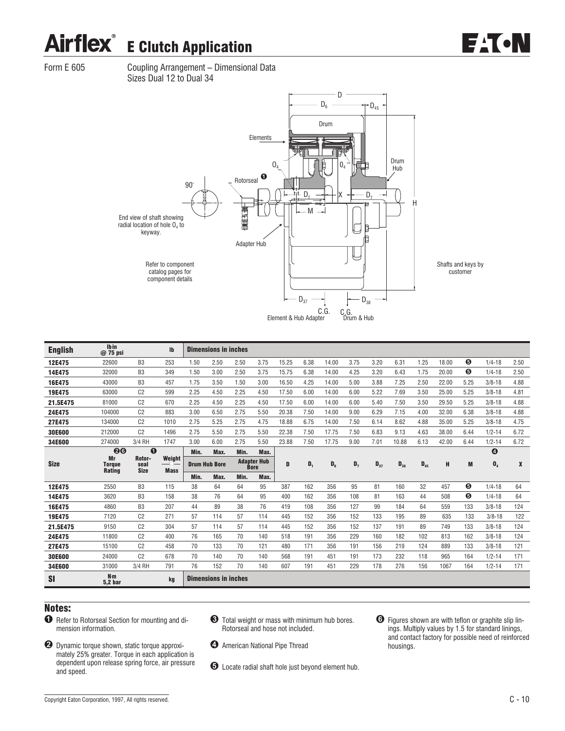# Airflex® E Clutch Application

Form E 605

Coupling Arrangement – Dimensional Data
Sizes Dual 12 to Dual 34

End view of shaft showing radial location of hole $O_4$ to keyway.

Refer to component catalog pages for component details

Shafts and keys by customer

| English | lb·in @ 75 psi | | lb | Dimensions in inches | | | | | | | | | | | | | | | |
|---|---|---|---|---|---|---|---|---|---|---|---|---|---|---|---|---|---|---|---|
| 12E475 | 22600 | B3 | 253 | 1.50 | 2.50 | 2.50 | 3.75 | 15.25 | 6.38 | 14.00 | 3.75 | 3.20 | 6.31 | 1.25 | 18.00 | ❺ | 1/4-18 | 2.50 |
| 14E475 | 32000 | B3 | 349 | 1.50 | 3.00 | 2.50 | 3.75 | 15.75 | 6.38 | 14.00 | 4.25 | 3.20 | 6.43 | 1.75 | 20.00 | ❺ | 1/4-18 | 2.50 |
| 16E475 | 43000 | B3 | 457 | 1.75 | 3.50 | 1.50 | 3.00 | 16.50 | 4.25 | 14.00 | 5.00 | 3.88 | 7.25 | 2.50 | 22.00 | 5.25 | 3/8-18 | 4.88 |
| 19E475 | 63000 | C2 | 599 | 2.25 | 4.50 | 2.25 | 4.50 | 17.50 | 6.00 | 14.00 | 6.00 | 5.22 | 7.69 | 3.50 | 25.00 | 5.25 | 3/8-18 | 4.81 |
| 21.5E475 | 81000 | C2 | 670 | 2.25 | 4.50 | 2.25 | 4.50 | 17.50 | 6.00 | 14.00 | 6.00 | 5.40 | 7.50 | 3.50 | 29.50 | 5.25 | 3/8-18 | 4.88 |
| 24E475 | 104000 | C2 | 883 | 3.00 | 6.50 | 2.75 | 5.50 | 20.38 | 7.50 | 14.00 | 9.00 | 6.29 | 7.15 | 4.00 | 32.00 | 6.38 | 3/8-18 | 4.88 |
| 27E475 | 134000 | C2 | 1010 | 2.75 | 5.25 | 2.75 | 4.75 | 18.88 | 6.75 | 14.00 | 7.50 | 6.14 | 8.62 | 4.88 | 35.00 | 5.25 | 3/8-18 | 4.75 |
| 30E600 | 212000 | C2 | 1496 | 2.75 | 5.50 | 2.75 | 5.50 | 22.38 | 7.50 | 17.75 | 7.50 | 6.83 | 9.13 | 4.63 | 38.00 | 6.44 | 1/2-14 | 6.72 |
| 34E600 | 274000 | 3/4 RH | 1747 | 3.00 | 6.00 | 2.75 | 5.50 | 23.88 | 7.50 | 17.75 | 9.00 | 7.01 | 10.88 | 6.13 | 42.00 | 6.44 | 1/2-14 | 6.72 |
| Size | ❷❻ Mr Torque Rating | ❶ Rotorseal Size | Weight / Mass | Drum Hub Bore Min. | Drum Hub Bore Max. | Adapter Hub Bore Min. | Adapter Hub Bore Max. | D | $D_1$ | $D_6$ | $D_7$ | $D_{37}$ | $D_{38}$ | $D_{45}$ | H | M | ❹ $O_4$ | X |
| 12E475 | 2550 | B3 | 115 | 38 | 64 | 64 | 95 | 387 | 162 | 356 | 95 | 81 | 160 | 32 | 457 | ❺ | 1/4-18 | 64 |
| 14E475 | 3620 | B3 | 158 | 38 | 76 | 64 | 95 | 400 | 162 | 356 | 108 | 81 | 163 | 44 | 508 | ❺ | 1/4-18 | 64 |
| 16E475 | 4860 | B3 | 207 | 44 | 89 | 38 | 76 | 419 | 108 | 356 | 127 | 99 | 184 | 64 | 559 | 133 | 3/8-18 | 124 |
| 19E475 | 7120 | C2 | 271 | 57 | 114 | 57 | 114 | 445 | 152 | 356 | 152 | 133 | 195 | 89 | 635 | 133 | 3/8-18 | 122 |
| 21.5E475 | 9150 | C2 | 304 | 57 | 114 | 57 | 114 | 445 | 152 | 356 | 152 | 137 | 191 | 89 | 749 | 133 | 3/8-18 | 124 |
| 24E475 | 11800 | C2 | 400 | 76 | 165 | 70 | 140 | 518 | 191 | 356 | 229 | 160 | 182 | 102 | 813 | 162 | 3/8-18 | 124 |
| 27E475 | 15100 | C2 | 458 | 70 | 133 | 70 | 121 | 480 | 171 | 356 | 191 | 156 | 219 | 124 | 889 | 133 | 3/8-18 | 121 |
| 30E600 | 24000 | C2 | 678 | 70 | 140 | 70 | 140 | 568 | 191 | 451 | 191 | 173 | 232 | 118 | 965 | 164 | 1/2-14 | 171 |
| 34E600 | 31000 | 3/4 RH | 791 | 76 | 152 | 70 | 140 | 607 | 191 | 451 | 229 | 178 | 276 | 156 | 1067 | 164 | 1/2-14 | 171 |
| SI | N·m 5,2 bar | | kg | Dimensions in inches | | | | | | | | | | | | | | | |

## Notes:

❶ Refer to Rotorseal Section for mounting and dimension information.

❷ Dynamic torque shown, static torque approximately 25% greater. Torque in each application is dependent upon release spring force, air pressure and speed.

❸ Total weight or mass with minimum hub bores. Rotorseal and hose not included.

❹ American National Pipe Thread

❺ Locate radial shaft hole just beyond element hub.

❻ Figures shown are with teflon or graphite slip linings. Multiply values by 1.5 for standard linings, and contact factory for possible need of reinforced housings.

Copyright Eaton Corporation, 1997, All rights reserved.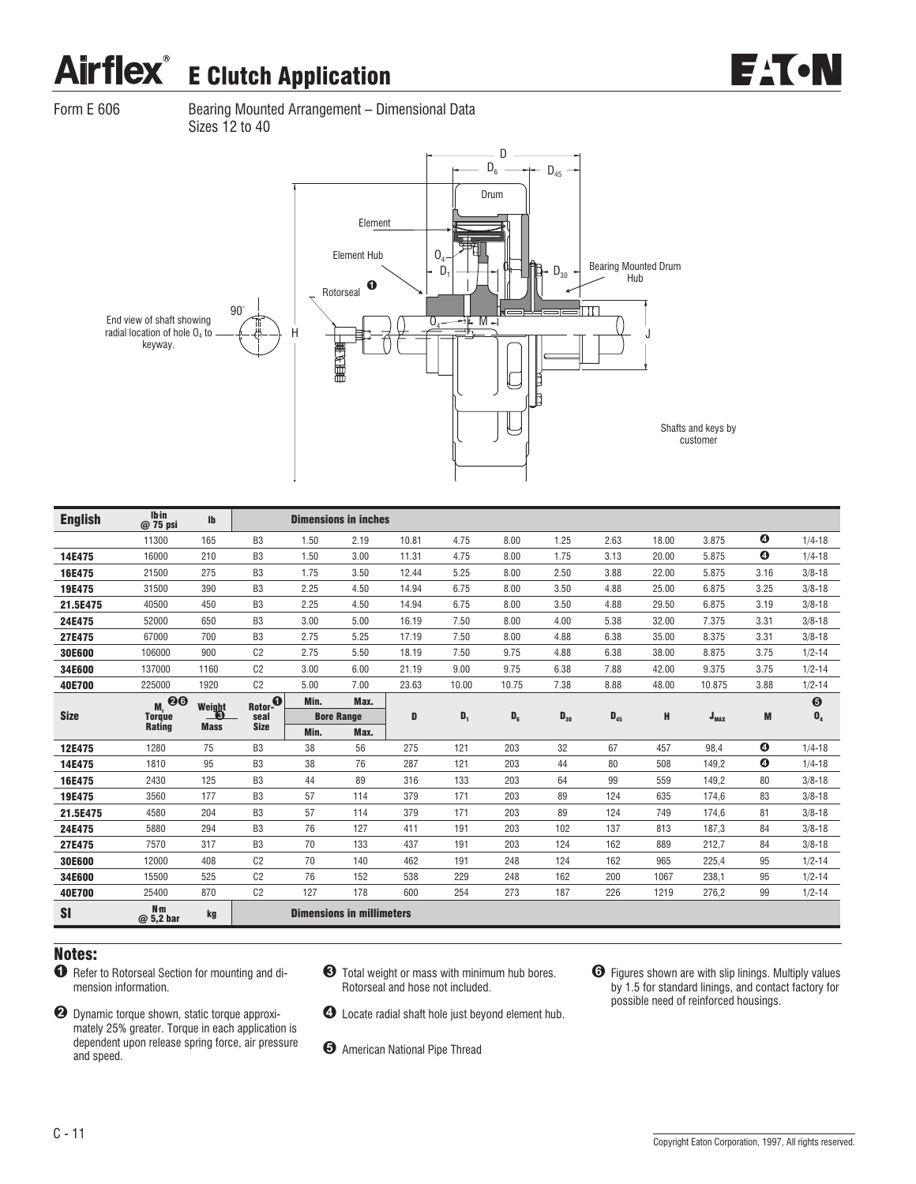# Airflex® E Clutch Application

Form E 606

Bearing Mounted Arrangement – Dimensional Data
Sizes 12 to 40

Element

Element Hub

Rotorseal ❶

Drum

Bearing Mounted Drum Hub

End view of shaft showing radial location of hole $O_4$ to keyway.

Shafts and keys by customer

| English | lb·in @ 75 psi | lb | | Dimensions in inches | | | | | | | | | | |
|---|---|---|---|---|---|---|---|---|---|---|---|---|---|---|
| | 11300 | 165 | B3 | 1.50 | 2.19 | 10.81 | 4.75 | 8.00 | 1.25 | 2.63 | 18.00 | 3.875 | ❹ | 1/4-18 |
| 14E475 | 16000 | 210 | B3 | 1.50 | 3.00 | 11.31 | 4.75 | 8.00 | 1.75 | 3.13 | 20.00 | 5.875 | ❹ | 1/4-18 |
| 16E475 | 21500 | 275 | B3 | 1.75 | 3.50 | 12.44 | 5.25 | 8.00 | 2.50 | 3.88 | 22.00 | 5.875 | 3.16 | 3/8-18 |
| 19E475 | 31500 | 390 | B3 | 2.25 | 4.50 | 14.94 | 6.75 | 8.00 | 3.50 | 4.88 | 25.00 | 6.875 | 3.25 | 3/8-18 |
| 21.5E475 | 40500 | 450 | B3 | 2.25 | 4.50 | 14.94 | 6.75 | 8.00 | 3.50 | 4.88 | 29.50 | 6.875 | 3.19 | 3/8-18 |
| 24E475 | 52000 | 650 | B3 | 3.00 | 5.00 | 16.19 | 7.50 | 8.00 | 4.00 | 5.38 | 32.00 | 7.375 | 3.31 | 3/8-18 |
| 27E475 | 67000 | 700 | B3 | 2.75 | 5.25 | 17.19 | 7.50 | 8.00 | 4.88 | 6.38 | 35.00 | 8.375 | 3.31 | 3/8-18 |
| 30E600 | 106000 | 900 | C2 | 2.75 | 5.50 | 18.19 | 7.50 | 9.75 | 4.88 | 6.38 | 38.00 | 8.875 | 3.75 | 1/2-14 |
| 34E600 | 137000 | 1160 | C2 | 3.00 | 6.00 | 21.19 | 9.00 | 9.75 | 6.38 | 7.88 | 42.00 | 9.375 | 3.75 | 1/2-14 |
| 40E700 | 225000 | 1920 | C2 | 5.00 | 7.00 | 23.63 | 10.00 | 10.75 | 7.38 | 8.88 | 48.00 | 10.875 | 3.88 | 1/2-14 |
| Size | $M_r$ ❷❻ Torque Rating | Weight ❸ Mass | Rotor-seal ❶ Size | Min. (Bore Range) | Max. (Bore Range) | D | $D_1$ | $D_6$ | $D_{30}$ | $D_{45}$ | H | $J_{MAX}$ | M | ❺ $O_4$ |
| 12E475 | 1280 | 75 | B3 | 38 | 56 | 275 | 121 | 203 | 32 | 67 | 457 | 98,4 | ❹ | 1/4-18 |
| 14E475 | 1810 | 95 | B3 | 38 | 76 | 287 | 121 | 203 | 44 | 80 | 508 | 149,2 | ❹ | 1/4-18 |
| 16E475 | 2430 | 125 | B3 | 44 | 89 | 316 | 133 | 203 | 64 | 99 | 559 | 149,2 | 80 | 3/8-18 |
| 19E475 | 3560 | 177 | B3 | 57 | 114 | 379 | 171 | 203 | 89 | 124 | 635 | 174,6 | 83 | 3/8-18 |
| 21.5E475 | 4580 | 204 | B3 | 57 | 114 | 379 | 171 | 203 | 89 | 124 | 749 | 174,6 | 81 | 3/8-18 |
| 24E475 | 5880 | 294 | B3 | 76 | 127 | 411 | 191 | 203 | 102 | 137 | 813 | 187,3 | 84 | 3/8-18 |
| 27E475 | 7570 | 317 | B3 | 70 | 133 | 437 | 191 | 203 | 124 | 162 | 889 | 212,7 | 84 | 3/8-18 |
| 30E600 | 12000 | 408 | C2 | 70 | 140 | 462 | 191 | 248 | 124 | 162 | 965 | 225,4 | 95 | 1/2-14 |
| 34E600 | 15500 | 525 | C2 | 76 | 152 | 538 | 229 | 248 | 162 | 200 | 1067 | 238,1 | 95 | 1/2-14 |
| 40E700 | 25400 | 870 | C2 | 127 | 178 | 600 | 254 | 273 | 187 | 226 | 1219 | 276,2 | 99 | 1/2-14 |
| SI | N·m @ 5,2 bar | kg | | Dimensions in millimeters | | | | | | | | | | |

## Notes:

❶ Refer to Rotorseal Section for mounting and dimension information.

❷ Dynamic torque shown, static torque approximately 25% greater. Torque in each application is dependent upon release spring force, air pressure and speed.

❸ Total weight or mass with minimum hub bores. Rotorseal and hose not included.

❹ Locate radial shaft hole just beyond element hub.

❺ American National Pipe Thread

❻ Figures shown are with slip linings. Multiply values by 1.5 for standard linings, and contact factory for possible need of reinforced housings.

Copyright Eaton Corporation, 1997, All rights reserved.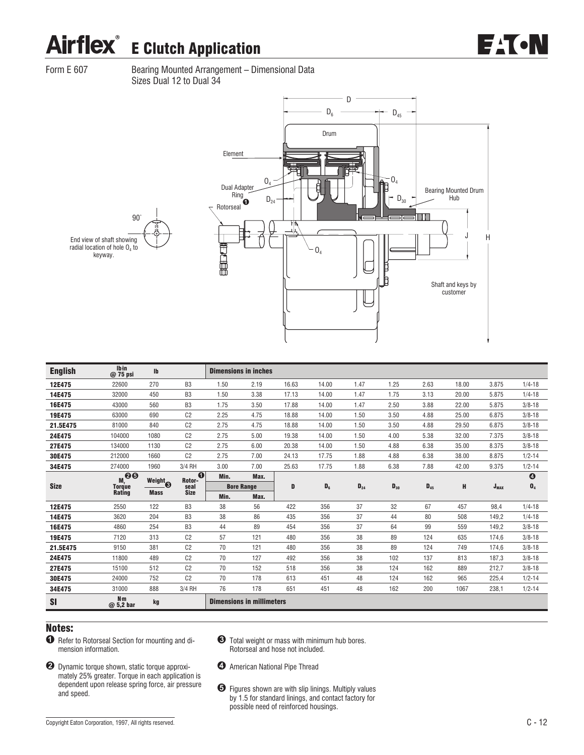# Airflex® E Clutch Application

Form E 607

Bearing Mounted Arrangement – Dimensional Data
Sizes Dual 12 to Dual 34

End view of shaft showing radial location of hole $O_4$ to keyway.

| English | lbin @ 75 psi | lb | | Dimensions in inches | | | | | | | | | |
|---|---|---|---|---|---|---|---|---|---|---|---|---|---|
| 12E475 | 22600 | 270 | B3 | 1.50 | 2.19 | 16.63 | 14.00 | 1.47 | 1.25 | 2.63 | 18.00 | 3.875 | 1/4-18 |
| 14E475 | 32000 | 450 | B3 | 1.50 | 3.38 | 17.13 | 14.00 | 1.47 | 1.75 | 3.13 | 20.00 | 5.875 | 1/4-18 |
| 16E475 | 43000 | 560 | B3 | 1.75 | 3.50 | 17.88 | 14.00 | 1.47 | 2.50 | 3.88 | 22.00 | 5.875 | 3/8-18 |
| 19E475 | 63000 | 690 | C2 | 2.25 | 4.75 | 18.88 | 14.00 | 1.50 | 3.50 | 4.88 | 25.00 | 6.875 | 3/8-18 |
| 21.5E475 | 81000 | 840 | C2 | 2.75 | 4.75 | 18.88 | 14.00 | 1.50 | 3.50 | 4.88 | 29.50 | 6.875 | 3/8-18 |
| 24E475 | 104000 | 1080 | C2 | 2.75 | 5.00 | 19.38 | 14.00 | 1.50 | 4.00 | 5.38 | 32.00 | 7.375 | 3/8-18 |
| 27E475 | 134000 | 1130 | C2 | 2.75 | 6.00 | 20.38 | 14.00 | 1.50 | 4.88 | 6.38 | 35.00 | 8.375 | 3/8-18 |
| 30E475 | 212000 | 1660 | C2 | 2.75 | 7.00 | 24.13 | 17.75 | 1.88 | 4.88 | 6.38 | 38.00 | 8.875 | 1/2-14 |
| 34E475 | 274000 | 1960 | 3/4 RH | 3.00 | 7.00 | 25.63 | 17.75 | 1.88 | 6.38 | 7.88 | 42.00 | 9.375 | 1/2-14 |
| **Size** | $M_r$ Torque Rating ❷❺ | Weight ❸ / Mass | Rotorseal Size ❶ | Min. / Bore Range Min. | Max. / Bore Range Max. | D | $D_6$ | $D_{24}$ | $D_{30}$ | $D_{45}$ | H | $J_{MAX}$ | $O_4$ ❹ |
| 12E475 | 2550 | 122 | B3 | 38 | 56 | 422 | 356 | 37 | 32 | 67 | 457 | 98,4 | 1/4-18 |
| 14E475 | 3620 | 204 | B3 | 38 | 86 | 435 | 356 | 37 | 44 | 80 | 508 | 149,2 | 1/4-18 |
| 16E475 | 4860 | 254 | B3 | 44 | 89 | 454 | 356 | 37 | 64 | 99 | 559 | 149,2 | 3/8-18 |
| 19E475 | 7120 | 313 | C2 | 57 | 121 | 480 | 356 | 38 | 89 | 124 | 635 | 174,6 | 3/8-18 |
| 21.5E475 | 9150 | 381 | C2 | 70 | 121 | 480 | 356 | 38 | 89 | 124 | 749 | 174,6 | 3/8-18 |
| 24E475 | 11800 | 489 | C2 | 70 | 127 | 492 | 356 | 38 | 102 | 137 | 813 | 187,3 | 3/8-18 |
| 27E475 | 15100 | 512 | C2 | 70 | 152 | 518 | 356 | 38 | 124 | 162 | 889 | 212,7 | 3/8-18 |
| 30E475 | 24000 | 752 | C2 | 70 | 178 | 613 | 451 | 48 | 124 | 162 | 965 | 225,4 | 1/2-14 |
| 34E475 | 31000 | 888 | 3/4 RH | 76 | 178 | 651 | 451 | 48 | 162 | 200 | 1067 | 238,1 | 1/2-14 |
| **SI** | Nm @ 5,2 bar | kg | | Dimensions in millimeters | | | | | | | | | |

## Notes:

❶ Refer to Rotorseal Section for mounting and dimension information.

❷ Dynamic torque shown, static torque approximately 25% greater. Torque in each application is dependent upon release spring force, air pressure and speed.

❸ Total weight or mass with minimum hub bores. Rotorseal and hose not included.

❹ American National Pipe Thread

❺ Figures shown are with slip linings. Multiply values by 1.5 for standard linings, and contact factory for possible need of reinforced housings.

Copyright Eaton Corporation, 1997, All rights reserved.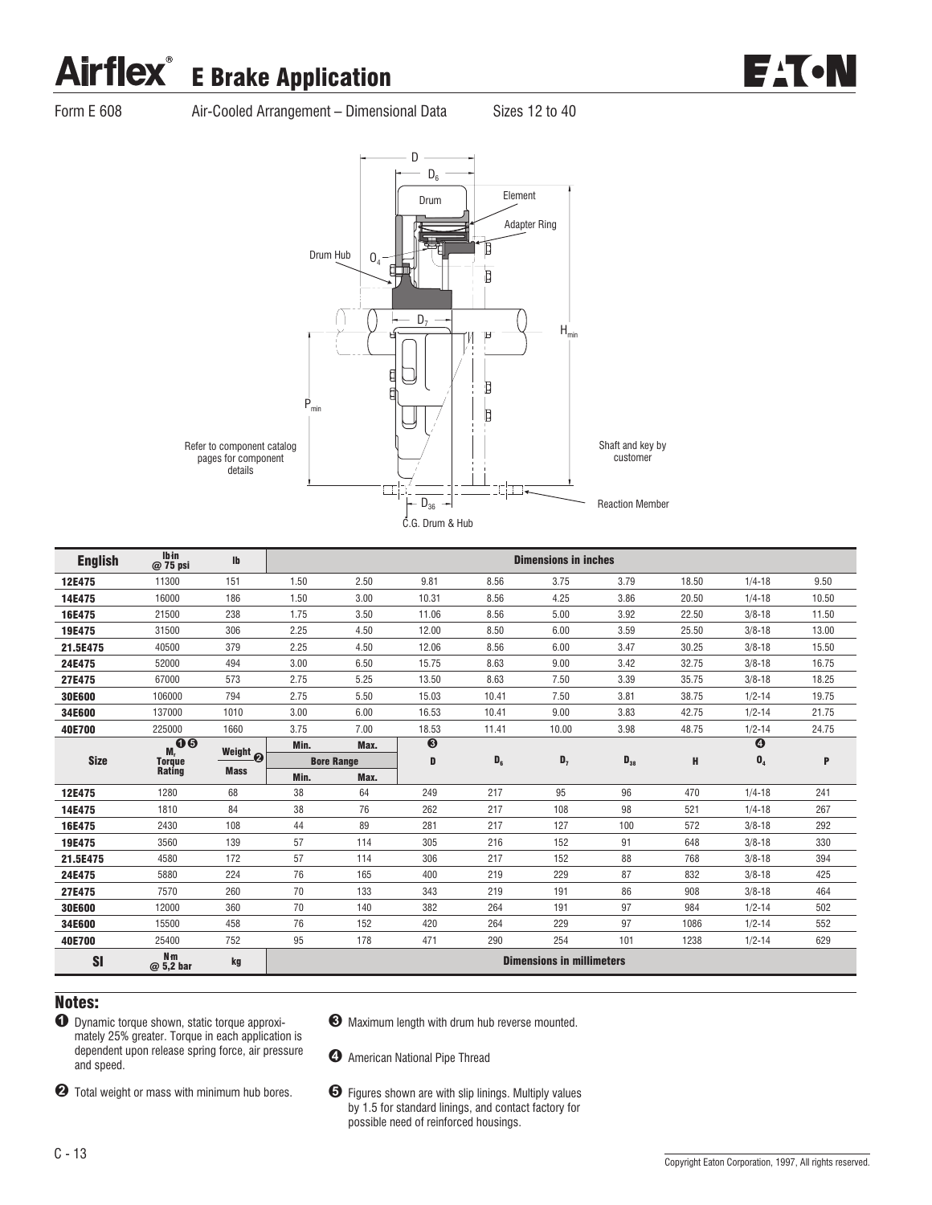# Airflex® E Brake Application

Form E 608 Air-Cooled Arrangement – Dimensional Data Sizes 12 to 40

D
$D_6$
Drum
Element
Adapter Ring
Drum Hub
$O_4$
$D_7$
$H_{min}$
$P_{min}$
Refer to component catalog pages for component details
Shaft and key by customer
$D_{36}$
C.G. Drum & Hub
Reaction Member

| English | lb·in @ 75 psi | lb | Dimensions in inches | | | | | | | | |
|---|---|---|---|---|---|---|---|---|---|---|---|
| 12E475 | 11300 | 151 | 1.50 | 2.50 | 9.81 | 8.56 | 3.75 | 3.79 | 18.50 | 1/4-18 | 9.50 |
| 14E475 | 16000 | 186 | 1.50 | 3.00 | 10.31 | 8.56 | 4.25 | 3.86 | 20.50 | 1/4-18 | 10.50 |
| 16E475 | 21500 | 238 | 1.75 | 3.50 | 11.06 | 8.56 | 5.00 | 3.92 | 22.50 | 3/8-18 | 11.50 |
| 19E475 | 31500 | 306 | 2.25 | 4.50 | 12.00 | 8.50 | 6.00 | 3.59 | 25.50 | 3/8-18 | 13.00 |
| 21.5E475 | 40500 | 379 | 2.25 | 4.50 | 12.06 | 8.56 | 6.00 | 3.47 | 30.25 | 3/8-18 | 15.50 |
| 24E475 | 52000 | 494 | 3.00 | 6.50 | 15.75 | 8.63 | 9.00 | 3.42 | 32.75 | 3/8-18 | 16.75 |
| 27E475 | 67000 | 573 | 2.75 | 5.25 | 13.50 | 8.63 | 7.50 | 3.39 | 35.75 | 3/8-18 | 18.25 |
| 30E600 | 106000 | 794 | 2.75 | 5.50 | 15.03 | 10.41 | 7.50 | 3.81 | 38.75 | 1/2-14 | 19.75 |
| 34E600 | 137000 | 1010 | 3.00 | 6.00 | 16.53 | 10.41 | 9.00 | 3.83 | 42.75 | 1/2-14 | 21.75 |
| 40E700 | 225000 | 1660 | 3.75 | 7.00 | 18.53 | 11.41 | 10.00 | 3.98 | 48.75 | 1/2-14 | 24.75 |
| Size | $M_r$ ❶❺ Torque Rating | Weight ❷ Mass | Bore Range Min. | Bore Range Max. | D ❸ | $D_6$ | $D_7$ | $D_{36}$ | H | $O_4$ ❹ | P |
| 12E475 | 1280 | 68 | 38 | 64 | 249 | 217 | 95 | 96 | 470 | 1/4-18 | 241 |
| 14E475 | 1810 | 84 | 38 | 76 | 262 | 217 | 108 | 98 | 521 | 1/4-18 | 267 |
| 16E475 | 2430 | 108 | 44 | 89 | 281 | 217 | 127 | 100 | 572 | 3/8-18 | 292 |
| 19E475 | 3560 | 139 | 57 | 114 | 305 | 216 | 152 | 91 | 648 | 3/8-18 | 330 |
| 21.5E475 | 4580 | 172 | 57 | 114 | 306 | 217 | 152 | 88 | 768 | 3/8-18 | 394 |
| 24E475 | 5880 | 224 | 76 | 165 | 400 | 219 | 229 | 87 | 832 | 3/8-18 | 425 |
| 27E475 | 7570 | 260 | 70 | 133 | 343 | 219 | 191 | 86 | 908 | 3/8-18 | 464 |
| 30E600 | 12000 | 360 | 70 | 140 | 382 | 264 | 191 | 97 | 984 | 1/2-14 | 502 |
| 34E600 | 15500 | 458 | 76 | 152 | 420 | 264 | 229 | 97 | 1086 | 1/2-14 | 552 |
| 40E700 | 25400 | 752 | 95 | 178 | 471 | 290 | 254 | 101 | 1238 | 1/2-14 | 629 |
| SI | N·m @ 5,2 bar | kg | Dimensions in millimeters | | | | | | | | |

## Notes:

❶ Dynamic torque shown, static torque approximately 25% greater. Torque in each application is dependent upon release spring force, air pressure and speed.

❷ Total weight or mass with minimum hub bores.

❸ Maximum length with drum hub reverse mounted.

❹ American National Pipe Thread

❺ Figures shown are with slip linings. Multiply values by 1.5 for standard linings, and contact factory for possible need of reinforced housings.

Copyright Eaton Corporation, 1997, All rights reserved.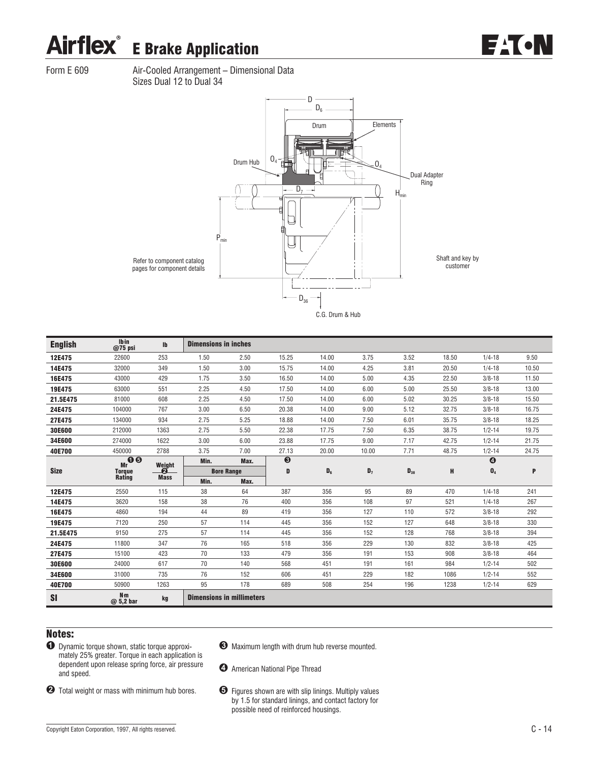# Airflex® E Brake Application

Form E 609 — Air-Cooled Arrangement – Dimensional Data
Sizes Dual 12 to Dual 34

D, $D_6$, Drum, Elements, Drum Hub, $O_4$, $O_4$, Dual Adapter Ring, $D_7$, $H_{min}$, $P_{min}$, Refer to component catalog pages for component details, Shaft and key by customer, $D_{36}$, C.G. Drum & Hub

| Size | Mr Torque Rating ❶❺ | Weight Mass ❷ | Bore Range Min. | Bore Range Max. | D ❸ | $D_6$ | $D_7$ | $D_{36}$ | H | $O_4$ ❹ | P |
|---|---|---|---|---|---|---|---|---|---|---|---|
| **English** | lb in @75 psi | lb | Dimensions in inches | | | | | | | | |
| 12E475 | 22600 | 253 | 1.50 | 2.50 | 15.25 | 14.00 | 3.75 | 3.52 | 18.50 | 1/4-18 | 9.50 |
| 14E475 | 32000 | 349 | 1.50 | 3.00 | 15.75 | 14.00 | 4.25 | 3.81 | 20.50 | 1/4-18 | 10.50 |
| 16E475 | 43000 | 429 | 1.75 | 3.50 | 16.50 | 14.00 | 5.00 | 4.35 | 22.50 | 3/8-18 | 11.50 |
| 19E475 | 63000 | 551 | 2.25 | 4.50 | 17.50 | 14.00 | 6.00 | 5.00 | 25.50 | 3/8-18 | 13.00 |
| 21.5E475 | 81000 | 608 | 2.25 | 4.50 | 17.50 | 14.00 | 6.00 | 5.02 | 30.25 | 3/8-18 | 15.50 |
| 24E475 | 104000 | 767 | 3.00 | 6.50 | 20.38 | 14.00 | 9.00 | 5.12 | 32.75 | 3/8-18 | 16.75 |
| 27E475 | 134000 | 934 | 2.75 | 5.25 | 18.88 | 14.00 | 7.50 | 6.01 | 35.75 | 3/8-18 | 18.25 |
| 30E600 | 212000 | 1363 | 2.75 | 5.50 | 22.38 | 17.75 | 7.50 | 6.35 | 38.75 | 1/2-14 | 19.75 |
| 34E600 | 274000 | 1622 | 3.00 | 6.00 | 23.88 | 17.75 | 9.00 | 7.17 | 42.75 | 1/2-14 | 21.75 |
| 40E700 | 450000 | 2788 | 3.75 | 7.00 | 27.13 | 20.00 | 10.00 | 7.71 | 48.75 | 1/2-14 | 24.75 |
| 12E475 | 2550 | 115 | 38 | 64 | 387 | 356 | 95 | 89 | 470 | 1/4-18 | 241 |
| 14E475 | 3620 | 158 | 38 | 76 | 400 | 356 | 108 | 97 | 521 | 1/4-18 | 267 |
| 16E475 | 4860 | 194 | 44 | 89 | 419 | 356 | 127 | 110 | 572 | 3/8-18 | 292 |
| 19E475 | 7120 | 250 | 57 | 114 | 445 | 356 | 152 | 127 | 648 | 3/8-18 | 330 |
| 21.5E475 | 9150 | 275 | 57 | 114 | 445 | 356 | 152 | 128 | 768 | 3/8-18 | 394 |
| 24E475 | 11800 | 347 | 76 | 165 | 518 | 356 | 229 | 130 | 832 | 3/8-18 | 425 |
| 27E475 | 15100 | 423 | 70 | 133 | 479 | 356 | 191 | 153 | 908 | 3/8-18 | 464 |
| 30E600 | 24000 | 617 | 70 | 140 | 568 | 451 | 191 | 161 | 984 | 1/2-14 | 502 |
| 34E600 | 31000 | 735 | 76 | 152 | 606 | 451 | 229 | 182 | 1086 | 1/2-14 | 552 |
| 40E700 | 50900 | 1263 | 95 | 178 | 689 | 508 | 254 | 196 | 1238 | 1/2-14 | 629 |
| **SI** | N m @ 5,2 bar | kg | Dimensions in millimeters | | | | | | | | |

## Notes:

❶ Dynamic torque shown, static torque approximately 25% greater. Torque in each application is dependent upon release spring force, air pressure and speed.

❷ Total weight or mass with minimum hub bores.

❸ Maximum length with drum hub reverse mounted.

❹ American National Pipe Thread

❺ Figures shown are with slip linings. Multiply values by 1.5 for standard linings, and contact factory for possible need of reinforced housings.

Copyright Eaton Corporation, 1997, All rights reserved.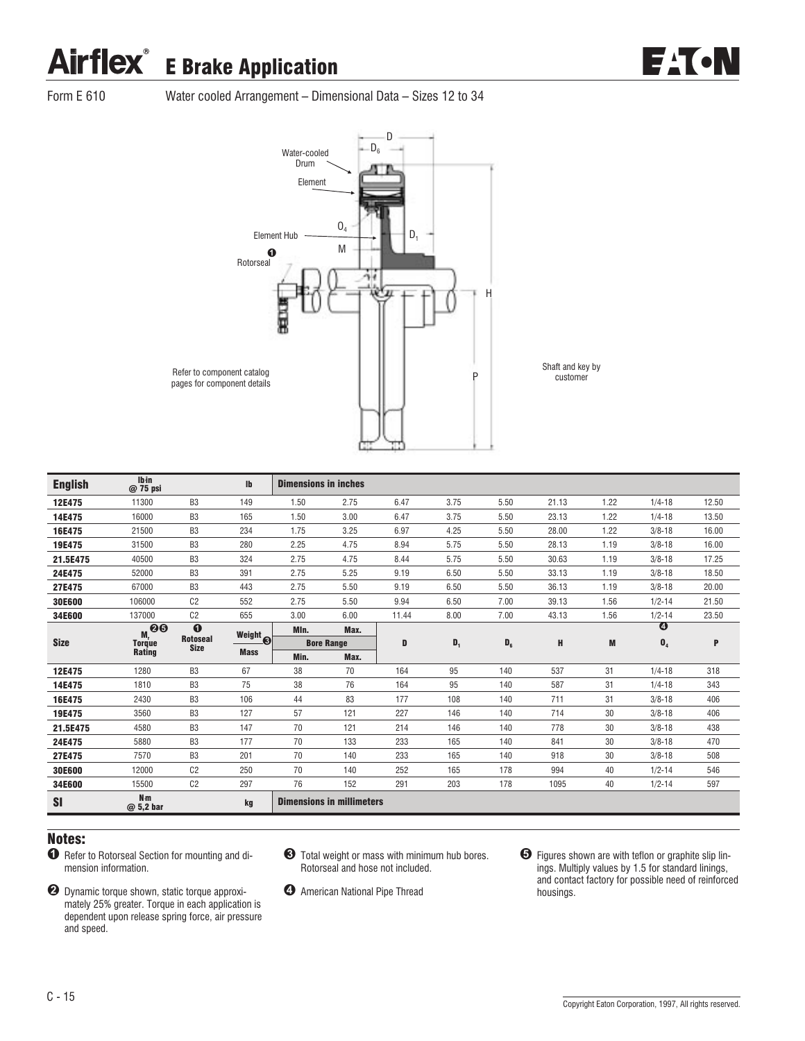# Airflex® E Brake Application

Form E 610 Water cooled Arrangement – Dimensional Data – Sizes 12 to 34

Water-cooled Drum

Element

Element Hub

❶ Rotorseal

$O_4$

M

D

$D_6$

$D_1$

H

P

Refer to component catalog pages for component details

Shaft and key by customer

| English | lb in @ 75 psi | | lb | Dimensions in inches | | | | | | | | |
|---|---|---|---|---|---|---|---|---|---|---|---|---|
| 12E475 | 11300 | B3 | 149 | 1.50 | 2.75 | 6.47 | 3.75 | 5.50 | 21.13 | 1.22 | 1/4-18 | 12.50 |
| 14E475 | 16000 | B3 | 165 | 1.50 | 3.00 | 6.47 | 3.75 | 5.50 | 23.13 | 1.22 | 1/4-18 | 13.50 |
| 16E475 | 21500 | B3 | 234 | 1.75 | 3.25 | 6.97 | 4.25 | 5.50 | 28.00 | 1.22 | 3/8-18 | 16.00 |
| 19E475 | 31500 | B3 | 280 | 2.25 | 4.75 | 8.94 | 5.75 | 5.50 | 28.13 | 1.19 | 3/8-18 | 16.00 |
| 21.5E475 | 40500 | B3 | 324 | 2.75 | 4.75 | 8.44 | 5.75 | 5.50 | 30.63 | 1.19 | 3/8-18 | 17.25 |
| 24E475 | 52000 | B3 | 391 | 2.75 | 5.25 | 9.19 | 6.50 | 5.50 | 33.13 | 1.19 | 3/8-18 | 18.50 |
| 27E475 | 67000 | B3 | 443 | 2.75 | 5.50 | 9.19 | 6.50 | 5.50 | 36.13 | 1.19 | 3/8-18 | 20.00 |
| 30E600 | 106000 | C2 | 552 | 2.75 | 5.50 | 9.94 | 6.50 | 7.00 | 39.13 | 1.56 | 1/2-14 | 21.50 |
| 34E600 | 137000 | C2 | 655 | 3.00 | 6.00 | 11.44 | 8.00 | 7.00 | 43.13 | 1.56 | 1/2-14 | 23.50 |
| **Size** | $M_r$ ❷❺ Torque Rating | ❶ Rotoseal Size | Weight ❸ / Mass | Bore Range Min. | Bore Range Max. | D | $D_1$ | $D_6$ | H | M | ❹ $O_4$ | P |
| 12E475 | 1280 | B3 | 67 | 38 | 70 | 164 | 95 | 140 | 537 | 31 | 1/4-18 | 318 |
| 14E475 | 1810 | B3 | 75 | 38 | 76 | 164 | 95 | 140 | 587 | 31 | 1/4-18 | 343 |
| 16E475 | 2430 | B3 | 106 | 44 | 83 | 177 | 108 | 140 | 711 | 31 | 3/8-18 | 406 |
| 19E475 | 3560 | B3 | 127 | 57 | 121 | 227 | 146 | 140 | 714 | 30 | 3/8-18 | 406 |
| 21.5E475 | 4580 | B3 | 147 | 70 | 121 | 214 | 146 | 140 | 778 | 30 | 3/8-18 | 438 |
| 24E475 | 5880 | B3 | 177 | 70 | 133 | 233 | 165 | 140 | 841 | 30 | 3/8-18 | 470 |
| 27E475 | 7570 | B3 | 201 | 70 | 140 | 233 | 165 | 140 | 918 | 30 | 3/8-18 | 508 |
| 30E600 | 12000 | C2 | 250 | 70 | 140 | 252 | 165 | 178 | 994 | 40 | 1/2-14 | 546 |
| 34E600 | 15500 | C2 | 297 | 76 | 152 | 291 | 203 | 178 | 1095 | 40 | 1/2-14 | 597 |
| **SI** | N m @ 5,2 bar | | kg | Dimensions in millimeters | | | | | | | | |

## Notes:

❶ Refer to Rotorseal Section for mounting and dimension information.

❷ Dynamic torque shown, static torque approximately 25% greater. Torque in each application is dependent upon release spring force, air pressure and speed.

❸ Total weight or mass with minimum hub bores. Rotorseal and hose not included.

❹ American National Pipe Thread

❺ Figures shown are with teflon or graphite slip linings. Multiply values by 1.5 for standard linings, and contact factory for possible need of reinforced housings.

Copyright Eaton Corporation, 1997, All rights reserved.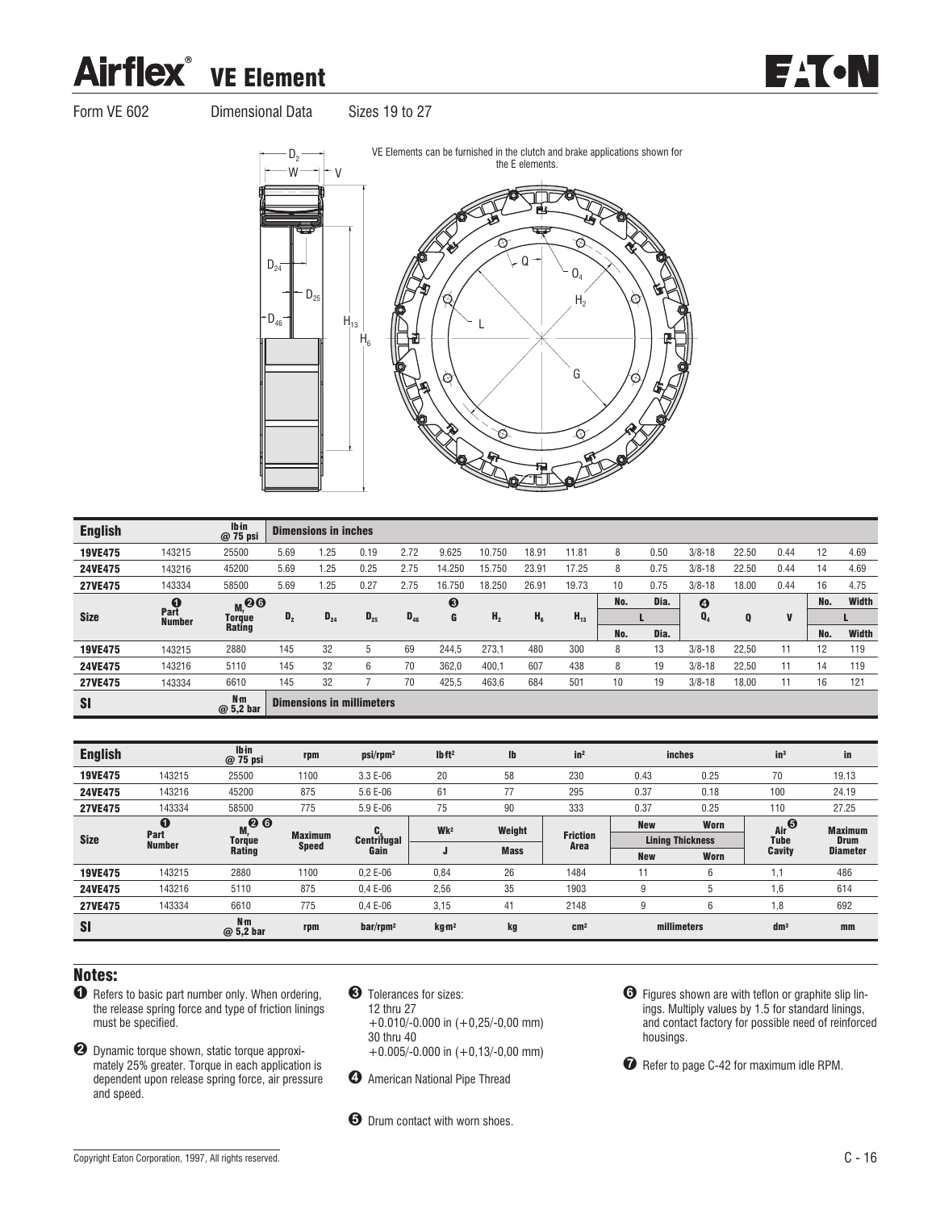# Airflex® VE Element

Form VE 602 Dimensional Data Sizes 19 to 27

VE Elements can be furnished in the clutch and brake applications shown for the E elements.

| English | | lb·in @ 75 psi | Dimensions in inches | | | | | | | | | | | | | | |
|---|---|---|---|---|---|---|---|---|---|---|---|---|---|---|---|---|---|
| 19VE475 | 143215 | 25500 | 5.69 | 1.25 | 0.19 | 2.72 | 9.625 | 10.750 | 18.91 | 11.81 | 8 | 0.50 | 3/8-18 | 22.50 | 0.44 | 12 | 4.69 |
| 24VE475 | 143216 | 45200 | 5.69 | 1.25 | 0.25 | 2.75 | 14.250 | 15.750 | 23.91 | 17.25 | 8 | 0.75 | 3/8-18 | 22.50 | 0.44 | 14 | 4.69 |
| 27VE475 | 143334 | 58500 | 5.69 | 1.25 | 0.27 | 2.75 | 16.750 | 18.250 | 26.91 | 19.73 | 10 | 0.75 | 3/8-18 | 18.00 | 0.44 | 16 | 4.75 |
| Size | ❶ Part Number | $M_r$ ❷❻ Torque Rating | $D_2$ | $D_{24}$ | $D_{25}$ | $D_{46}$ | ❸ G | $H_2$ | $H_6$ | $H_{13}$ | L No. | L Dia. | ❹ $O_4$ | Q | V | L No. | L Width |
| 19VE475 | 143215 | 2880 | 145 | 32 | 5 | 69 | 244,5 | 273,1 | 480 | 300 | 8 | 13 | 3/8-18 | 22,50 | 11 | 12 | 119 |
| 24VE475 | 143216 | 5110 | 145 | 32 | 6 | 70 | 362,0 | 400,1 | 607 | 438 | 8 | 19 | 3/8-18 | 22,50 | 11 | 14 | 119 |
| 27VE475 | 143334 | 6610 | 145 | 32 | 7 | 70 | 425,5 | 463,6 | 684 | 501 | 10 | 19 | 3/8-18 | 18,00 | 11 | 16 | 121 |
| SI | | N·m @ 5,2 bar | Dimensions in millimeters | | | | | | | | | | | | | | |

| English | | lb·in @ 75 psi | rpm | psi/rpm² | lb·ft² | lb | in² | inches | | in³ | in |
|---|---|---|---|---|---|---|---|---|---|---|---|
| 19VE475 | 143215 | 25500 | 1100 | 3.3 E-06 | 20 | 58 | 230 | 0.43 | 0.25 | 70 | 19.13 |
| 24VE475 | 143216 | 45200 | 875 | 5.6 E-06 | 61 | 77 | 295 | 0.37 | 0.18 | 100 | 24.19 |
| 27VE475 | 143334 | 58500 | 775 | 5.9 E-06 | 75 | 90 | 333 | 0.37 | 0.25 | 110 | 27.25 |
| Size | ❶ Part Number | $M_r$ ❷❻ Torque Rating | Maximum Speed | $C_s$ Centrifugal Gain | Wk² / J | Weight / Mass | Friction Area | Lining Thickness New | Lining Thickness Worn | ❺ Air Tube Cavity | Maximum Drum Diameter |
| 19VE475 | 143215 | 2880 | 1100 | 0,2 E-06 | 0,84 | 26 | 1484 | 11 | 6 | 1,1 | 486 |
| 24VE475 | 143216 | 5110 | 875 | 0,4 E-06 | 2,56 | 35 | 1903 | 9 | 5 | 1,6 | 614 |
| 27VE475 | 143334 | 6610 | 775 | 0,4 E-06 | 3,15 | 41 | 2148 | 9 | 6 | 1,8 | 692 |
| SI | | N·m @ 5,2 bar | rpm | bar/rpm² | kg·m² | kg | cm² | millimeters | | dm³ | mm |

## Notes:

❶ Refers to basic part number only. When ordering, the release spring force and type of friction linings must be specified.

❷ Dynamic torque shown, static torque approximately 25% greater. Torque in each application is dependent upon release spring force, air pressure and speed.

❸ Tolerances for sizes:
12 thru 27
+0.010/-0.000 in (+0,25/-0,00 mm)
30 thru 40
+0.005/-0.000 in (+0,13/-0,00 mm)

❹ American National Pipe Thread

❺ Drum contact with worn shoes.

❻ Figures shown are with teflon or graphite slip linings. Multiply values by 1.5 for standard linings, and contact factory for possible need of reinforced housings.

❼ Refer to page C-42 for maximum idle RPM.

Copyright Eaton Corporation, 1997, All rights reserved.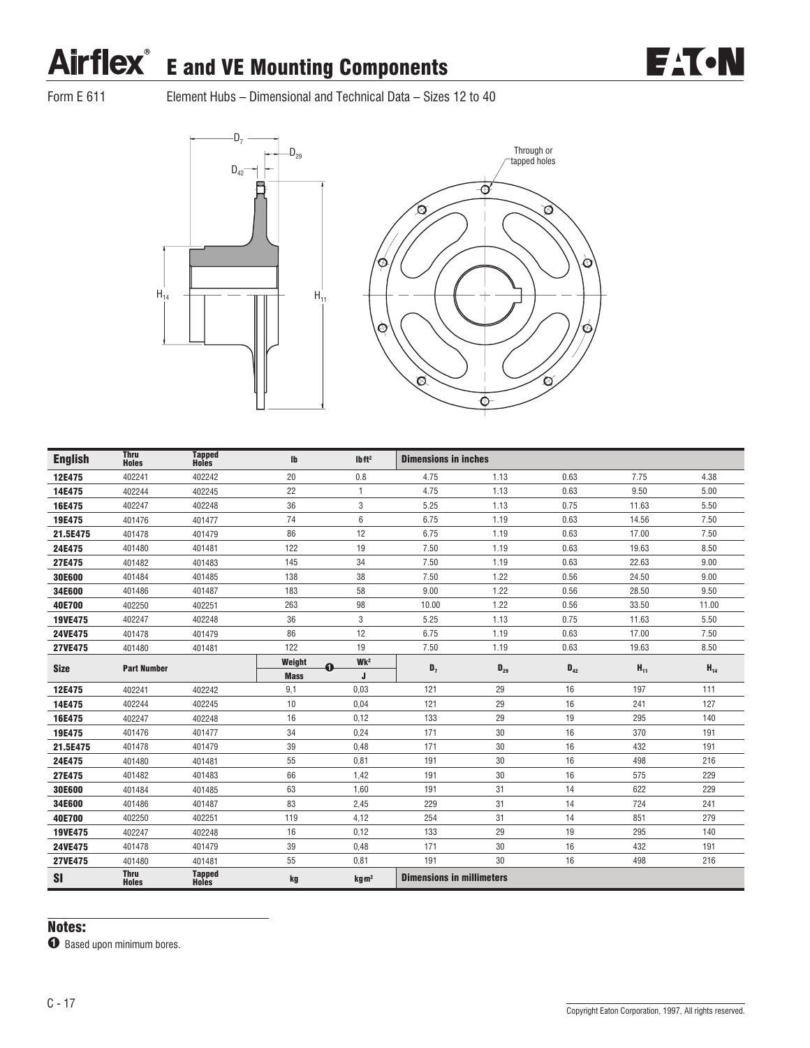# Airflex® E and VE Mounting Components

Form E 611 Element Hubs – Dimensional and Technical Data – Sizes 12 to 40

Through or tapped holes

| English | Thru Holes | Tapped Holes | lb | lb ft² | Dimensions in inches | | | | |
|---|---|---|---|---|---|---|---|---|---|
| 12E475 | 402241 | 402242 | 20 | 0.8 | 4.75 | 1.13 | 0.63 | 7.75 | 4.38 |
| 14E475 | 402244 | 402245 | 22 | 1 | 4.75 | 1.13 | 0.63 | 9.50 | 5.00 |
| 16E475 | 402247 | 402248 | 36 | 3 | 5.25 | 1.13 | 0.75 | 11.63 | 5.50 |
| 19E475 | 401476 | 401477 | 74 | 6 | 6.75 | 1.19 | 0.63 | 14.56 | 7.50 |
| 21.5E475 | 401478 | 401479 | 86 | 12 | 6.75 | 1.19 | 0.63 | 17.00 | 7.50 |
| 24E475 | 401480 | 401481 | 122 | 19 | 7.50 | 1.19 | 0.63 | 19.63 | 8.50 |
| 27E475 | 401482 | 401483 | 145 | 34 | 7.50 | 1.19 | 0.63 | 22.63 | 9.00 |
| 30E600 | 401484 | 401485 | 138 | 38 | 7.50 | 1.22 | 0.56 | 24.50 | 9.00 |
| 34E600 | 401486 | 401487 | 183 | 58 | 9.00 | 1.22 | 0.56 | 28.50 | 9.50 |
| 40E700 | 402250 | 402251 | 263 | 98 | 10.00 | 1.22 | 0.56 | 33.50 | 11.00 |
| 19VE475 | 402247 | 402248 | 36 | 3 | 5.25 | 1.13 | 0.75 | 11.63 | 5.50 |
| 24VE475 | 401478 | 401479 | 86 | 12 | 6.75 | 1.19 | 0.63 | 17.00 | 7.50 |
| 27VE475 | 401480 | 401481 | 122 | 19 | 7.50 | 1.19 | 0.63 | 19.63 | 8.50 |
| **Size** | **Part Number** | | **Weight / Mass** ❶ | **Wk² / J** | $D_7$ | $D_{29}$ | $D_{42}$ | $H_{11}$ | $H_{14}$ |
| 12E475 | 402241 | 402242 | 9,1 | 0,03 | 121 | 29 | 16 | 197 | 111 |
| 14E475 | 402244 | 402245 | 10 | 0,04 | 121 | 29 | 16 | 241 | 127 |
| 16E475 | 402247 | 402248 | 16 | 0,12 | 133 | 29 | 19 | 295 | 140 |
| 19E475 | 401476 | 401477 | 34 | 0,24 | 171 | 30 | 16 | 370 | 191 |
| 21.5E475 | 401478 | 401479 | 39 | 0,48 | 171 | 30 | 16 | 432 | 191 |
| 24E475 | 401480 | 401481 | 55 | 0,81 | 191 | 30 | 16 | 498 | 216 |
| 27E475 | 401482 | 401483 | 66 | 1,42 | 191 | 30 | 16 | 575 | 229 |
| 30E600 | 401484 | 401485 | 63 | 1,60 | 191 | 31 | 14 | 622 | 229 |
| 34E600 | 401486 | 401487 | 83 | 2,45 | 229 | 31 | 14 | 724 | 241 |
| 40E700 | 402250 | 402251 | 119 | 4,12 | 254 | 31 | 14 | 851 | 279 |
| 19VE475 | 402247 | 402248 | 16 | 0,12 | 133 | 29 | 19 | 295 | 140 |
| 24VE475 | 401478 | 401479 | 39 | 0,48 | 171 | 30 | 16 | 432 | 191 |
| 27VE475 | 401480 | 401481 | 55 | 0,81 | 191 | 30 | 16 | 498 | 216 |
| **SI** | **Thru Holes** | **Tapped Holes** | **kg** | **kg m²** | **Dimensions in millimeters** | | | | |

## Notes:

❶ Based upon minimum bores.

Copyright Eaton Corporation, 1997, All rights reserved.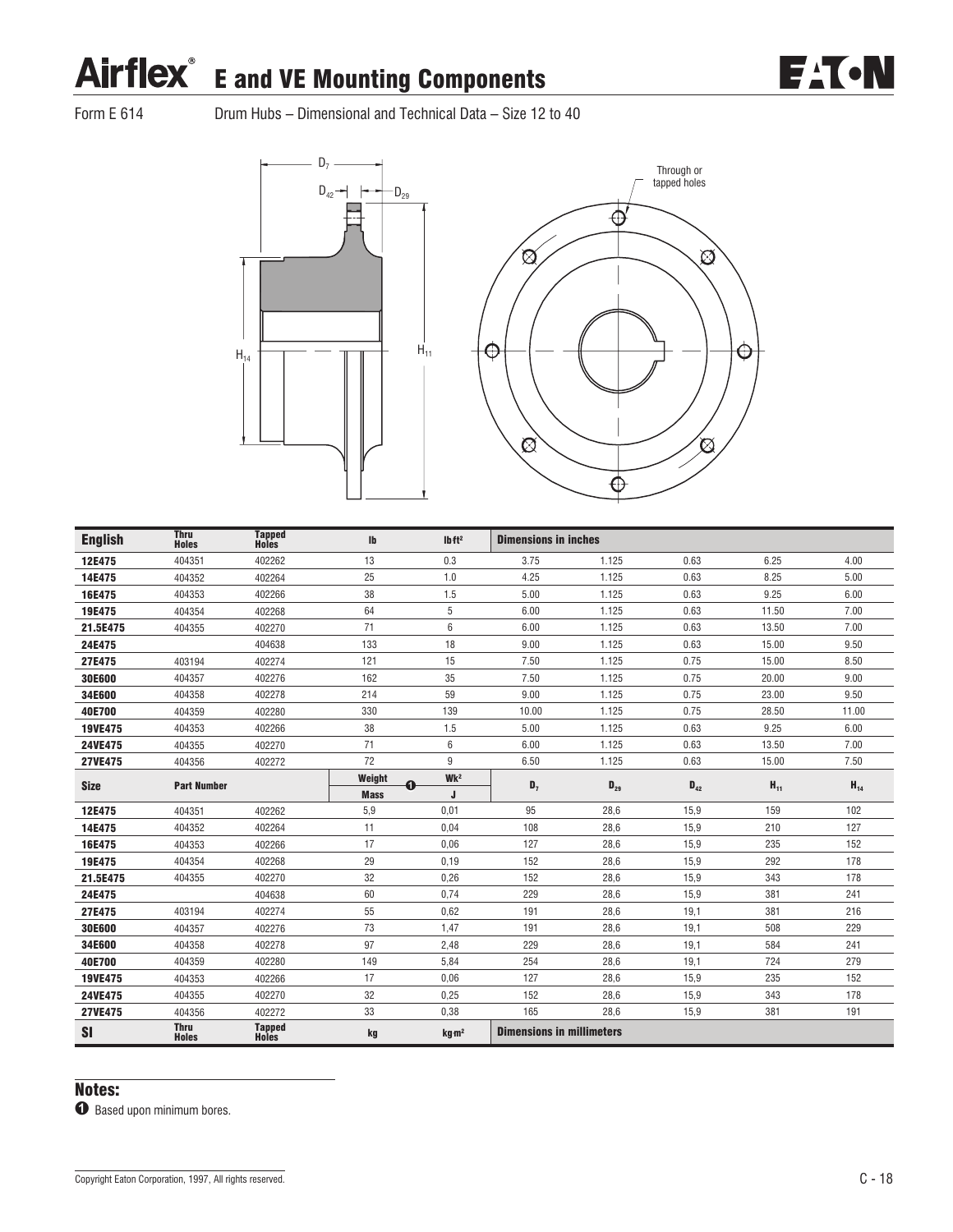# Airflex® E and VE Mounting Components

Form E 614 Drum Hubs – Dimensional and Technical Data – Size 12 to 40

Through or tapped holes

| English | Thru Holes | Tapped Holes | lb | lb ft² | Dimensions in inches | | | | |
|---|---|---|---|---|---|---|---|---|---|
| 12E475 | 404351 | 402262 | 13 | 0.3 | 3.75 | 1.125 | 0.63 | 6.25 | 4.00 |
| 14E475 | 404352 | 402264 | 25 | 1.0 | 4.25 | 1.125 | 0.63 | 8.25 | 5.00 |
| 16E475 | 404353 | 402266 | 38 | 1.5 | 5.00 | 1.125 | 0.63 | 9.25 | 6.00 |
| 19E475 | 404354 | 402268 | 64 | 5 | 6.00 | 1.125 | 0.63 | 11.50 | 7.00 |
| 21.5E475 | 404355 | 402270 | 71 | 6 | 6.00 | 1.125 | 0.63 | 13.50 | 7.00 |
| 24E475 | | 404638 | 133 | 18 | 9.00 | 1.125 | 0.63 | 15.00 | 9.50 |
| 27E475 | 403194 | 402274 | 121 | 15 | 7.50 | 1.125 | 0.75 | 15.00 | 8.50 |
| 30E600 | 404357 | 402276 | 162 | 35 | 7.50 | 1.125 | 0.75 | 20.00 | 9.00 |
| 34E600 | 404358 | 402278 | 214 | 59 | 9.00 | 1.125 | 0.75 | 23.00 | 9.50 |
| 40E700 | 404359 | 402280 | 330 | 139 | 10.00 | 1.125 | 0.75 | 28.50 | 11.00 |
| 19VE475 | 404353 | 402266 | 38 | 1.5 | 5.00 | 1.125 | 0.63 | 9.25 | 6.00 |
| 24VE475 | 404355 | 402270 | 71 | 6 | 6.00 | 1.125 | 0.63 | 13.50 | 7.00 |
| 27VE475 | 404356 | 402272 | 72 | 9 | 6.50 | 1.125 | 0.63 | 15.00 | 7.50 |
| Size | Part Number | | Weight ❶ / Mass | Wk² / J | $D_7$ | $D_{29}$ | $D_{42}$ | $H_{11}$ | $H_{14}$ |
| 12E475 | 404351 | 402262 | 5,9 | 0,01 | 95 | 28,6 | 15,9 | 159 | 102 |
| 14E475 | 404352 | 402264 | 11 | 0,04 | 108 | 28,6 | 15,9 | 210 | 127 |
| 16E475 | 404353 | 402266 | 17 | 0,06 | 127 | 28,6 | 15,9 | 235 | 152 |
| 19E475 | 404354 | 402268 | 29 | 0,19 | 152 | 28,6 | 15,9 | 292 | 178 |
| 21.5E475 | 404355 | 402270 | 32 | 0,26 | 152 | 28,6 | 15,9 | 343 | 178 |
| 24E475 | | 404638 | 60 | 0,74 | 229 | 28,6 | 15,9 | 381 | 241 |
| 27E475 | 403194 | 402274 | 55 | 0,62 | 191 | 28,6 | 19,1 | 381 | 216 |
| 30E600 | 404357 | 402276 | 73 | 1,47 | 191 | 28,6 | 19,1 | 508 | 229 |
| 34E600 | 404358 | 402278 | 97 | 2,48 | 229 | 28,6 | 19,1 | 584 | 241 |
| 40E700 | 404359 | 402280 | 149 | 5,84 | 254 | 28,6 | 19,1 | 724 | 279 |
| 19VE475 | 404353 | 402266 | 17 | 0,06 | 127 | 28,6 | 15,9 | 235 | 152 |
| 24VE475 | 404355 | 402270 | 32 | 0,25 | 152 | 28,6 | 15,9 | 343 | 178 |
| 27VE475 | 404356 | 402272 | 33 | 0,38 | 165 | 28,6 | 15,9 | 381 | 191 |
| SI | Thru Holes | Tapped Holes | kg | kg m² | Dimensions in millimeters | | | | |

## Notes:

❶ Based upon minimum bores.

Copyright Eaton Corporation, 1997, All rights reserved.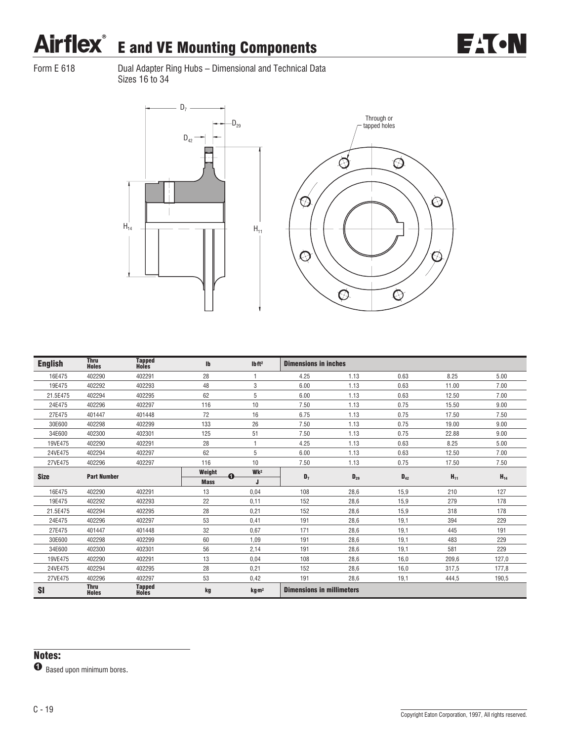# Airflex® E and VE Mounting Components

Form E 618

Dual Adapter Ring Hubs – Dimensional and Technical Data
Sizes 16 to 34

Through or tapped holes

| English | Thru Holes | Tapped Holes | lb | lbft² | Dimensions in inches | | | | |
|---|---|---|---|---|---|---|---|---|---|
| 16E475 | 402290 | 402291 | 28 | 1 | 4.25 | 1.13 | 0.63 | 8.25 | 5.00 |
| 19E475 | 402292 | 402293 | 48 | 3 | 6.00 | 1.13 | 0.63 | 11.00 | 7.00 |
| 21.5E475 | 402294 | 402295 | 62 | 5 | 6.00 | 1.13 | 0.63 | 12.50 | 7.00 |
| 24E475 | 402296 | 402297 | 116 | 10 | 7.50 | 1.13 | 0.75 | 15.50 | 9.00 |
| 27E475 | 401447 | 401448 | 72 | 16 | 6.75 | 1.13 | 0.75 | 17.50 | 7.50 |
| 30E600 | 402298 | 402299 | 133 | 26 | 7.50 | 1.13 | 0.75 | 19.00 | 9.00 |
| 34E600 | 402300 | 402301 | 125 | 51 | 7.50 | 1.13 | 0.75 | 22.88 | 9.00 |
| 19VE475 | 402290 | 402291 | 28 | 1 | 4.25 | 1.13 | 0.63 | 8.25 | 5.00 |
| 24VE475 | 402294 | 402297 | 62 | 5 | 6.00 | 1.13 | 0.63 | 12.50 | 7.00 |
| 27VE475 | 402296 | 402297 | 116 | 10 | 7.50 | 1.13 | 0.75 | 17.50 | 7.50 |
| Size | Part Number | | Weight ❶ / Mass | Wk² / J | $D_7$ | $D_{29}$ | $D_{42}$ | $H_{11}$ | $H_{14}$ |
| 16E475 | 402290 | 402291 | 13 | 0,04 | 108 | 28,6 | 15,9 | 210 | 127 |
| 19E475 | 402292 | 402293 | 22 | 0,11 | 152 | 28,6 | 15,9 | 279 | 178 |
| 21.5E475 | 402294 | 402295 | 28 | 0,21 | 152 | 28,6 | 15,9 | 318 | 178 |
| 24E475 | 402296 | 402297 | 53 | 0,41 | 191 | 28,6 | 19,1 | 394 | 229 |
| 27E475 | 401447 | 401448 | 32 | 0,67 | 171 | 28,6 | 19,1 | 445 | 191 |
| 30E600 | 402298 | 402299 | 60 | 1,09 | 191 | 28,6 | 19,1 | 483 | 229 |
| 34E600 | 402300 | 402301 | 56 | 2,14 | 191 | 28,6 | 19,1 | 581 | 229 |
| 19VE475 | 402290 | 402291 | 13 | 0,04 | 108 | 28,6 | 16,0 | 209,6 | 127,0 |
| 24VE475 | 402294 | 402295 | 28 | 0,21 | 152 | 28,6 | 16,0 | 317,5 | 177,8 |
| 27VE475 | 402296 | 402297 | 53 | 0,42 | 191 | 28,6 | 19,1 | 444,5 | 190,5 |
| SI | Thru Holes | Tapped Holes | kg | kgm² | Dimensions in millimeters | | | | |

## Notes:

❶ Based upon minimum bores.

Copyright Eaton Corporation, 1997, All rights reserved.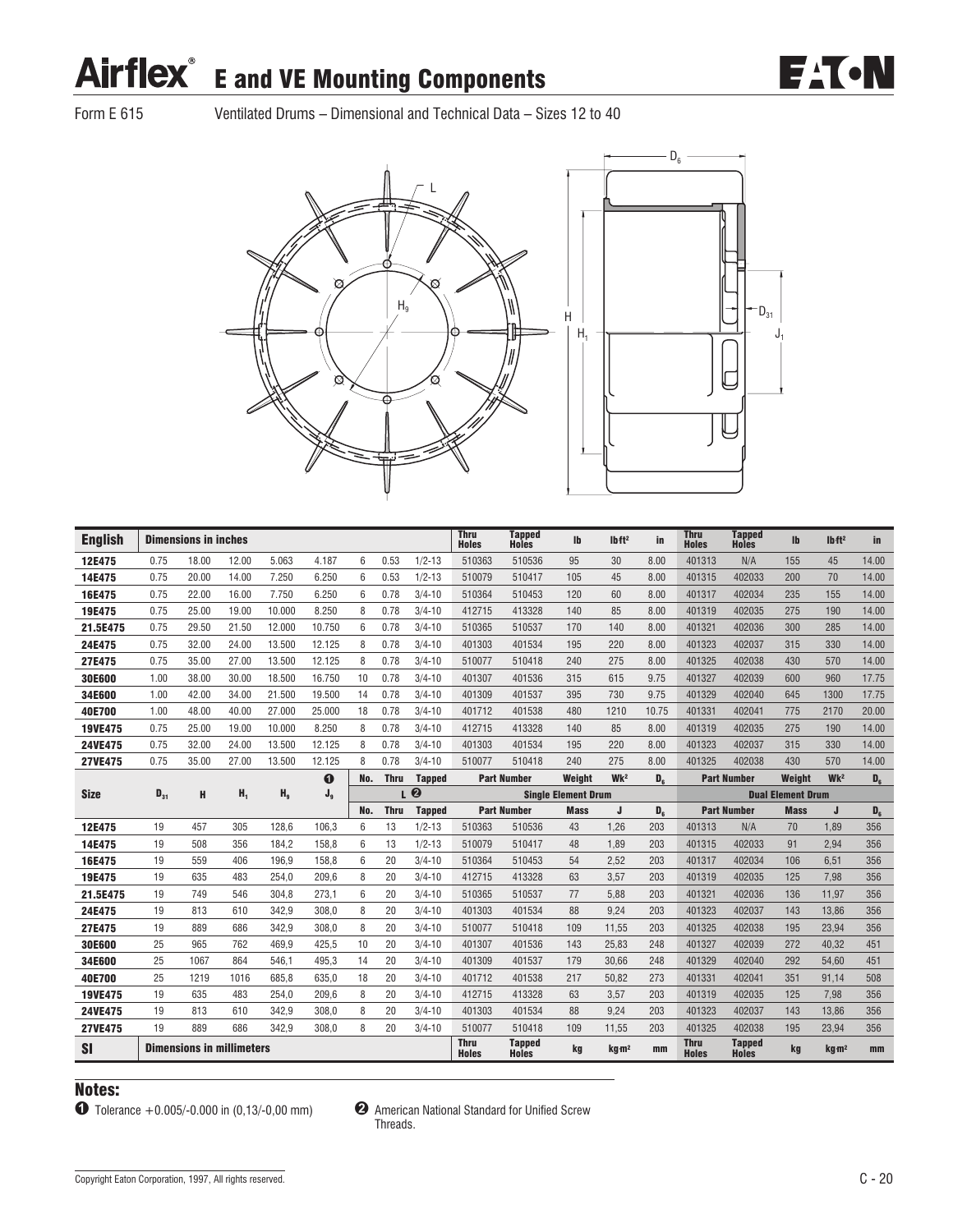# Airflex® E and VE Mounting Components

Form E 615 — Ventilated Drums – Dimensional and Technical Data – Sizes 12 to 40

| English | Dimensions in inches | | | | | | | | Thru Holes | Tapped Holes | lb | lb·ft² | in | Thru Holes | Tapped Holes | lb | lb·ft² | in |
|---|---|---|---|---|---|---|---|---|---|---|---|---|---|---|---|---|---|---|
| 12E475 | 0.75 | 18.00 | 12.00 | 5.063 | 4.187 | 6 | 0.53 | 1/2-13 | 510363 | 510536 | 95 | 30 | 8.00 | 401313 | N/A | 155 | 45 | 14.00 |
| 14E475 | 0.75 | 20.00 | 14.00 | 7.250 | 6.250 | 6 | 0.53 | 1/2-13 | 510079 | 510417 | 105 | 45 | 8.00 | 401315 | 402033 | 200 | 70 | 14.00 |
| 16E475 | 0.75 | 22.00 | 16.00 | 7.750 | 6.250 | 6 | 0.78 | 3/4-10 | 510364 | 510453 | 120 | 60 | 8.00 | 401317 | 402034 | 235 | 155 | 14.00 |
| 19E475 | 0.75 | 25.00 | 19.00 | 10.000 | 8.250 | 8 | 0.78 | 3/4-10 | 412715 | 413328 | 140 | 85 | 8.00 | 401319 | 402035 | 275 | 190 | 14.00 |
| 21.5E475 | 0.75 | 29.50 | 21.50 | 12.000 | 10.750 | 6 | 0.78 | 3/4-10 | 510365 | 510537 | 170 | 140 | 8.00 | 401321 | 402036 | 300 | 285 | 14.00 |
| 24E475 | 0.75 | 32.00 | 24.00 | 13.500 | 12.125 | 8 | 0.78 | 3/4-10 | 401303 | 401534 | 195 | 220 | 8.00 | 401323 | 402037 | 315 | 330 | 14.00 |
| 27E475 | 0.75 | 35.00 | 27.00 | 13.500 | 12.125 | 8 | 0.78 | 3/4-10 | 510077 | 510418 | 240 | 275 | 8.00 | 401325 | 402038 | 430 | 570 | 14.00 |
| 30E600 | 1.00 | 38.00 | 30.00 | 18.500 | 16.750 | 10 | 0.78 | 3/4-10 | 401307 | 401536 | 315 | 615 | 9.75 | 401327 | 402039 | 600 | 960 | 17.75 |
| 34E600 | 1.00 | 42.00 | 34.00 | 21.500 | 19.500 | 14 | 0.78 | 3/4-10 | 401309 | 401537 | 395 | 730 | 9.75 | 401329 | 402040 | 645 | 1300 | 17.75 |
| 40E700 | 1.00 | 48.00 | 40.00 | 27.000 | 25.000 | 18 | 0.78 | 3/4-10 | 401712 | 401538 | 480 | 1210 | 10.75 | 401331 | 402041 | 775 | 2170 | 20.00 |
| 19VE475 | 0.75 | 25.00 | 19.00 | 10.000 | 8.250 | 8 | 0.78 | 3/4-10 | 412715 | 413328 | 140 | 85 | 8.00 | 401319 | 402035 | 275 | 190 | 14.00 |
| 24VE475 | 0.75 | 32.00 | 24.00 | 13.500 | 12.125 | 8 | 0.78 | 3/4-10 | 401303 | 401534 | 195 | 220 | 8.00 | 401323 | 402037 | 315 | 330 | 14.00 |
| 27VE475 | 0.75 | 35.00 | 27.00 | 13.500 | 12.125 | 8 | 0.78 | 3/4-10 | 510077 | 510418 | 240 | 275 | 8.00 | 401325 | 402038 | 430 | 570 | 14.00 |
| Size | $D_{31}$ | H | $H_1$ | $H_9$ | ❶ $J_9$ | No. | Thru | Tapped | Part Number | | Weight | Wk² | $D_6$ | Part Number | | Weight | Wk² | $D_6$ |
| | | | | | | L ❷ | | | Single Element Drum | | | | | Dual Element Drum | | | | |
| | | | | | | No. | Thru | Tapped | Part Number | | Mass | J | $D_6$ | Part Number | | Mass | J | $D_6$ |
| 12E475 | 19 | 457 | 305 | 128,6 | 106,3 | 6 | 13 | 1/2-13 | 510363 | 510536 | 43 | 1,26 | 203 | 401313 | N/A | 70 | 1,89 | 356 |
| 14E475 | 19 | 508 | 356 | 184,2 | 158,8 | 6 | 13 | 1/2-13 | 510079 | 510417 | 48 | 1,89 | 203 | 401315 | 402033 | 91 | 2,94 | 356 |
| 16E475 | 19 | 559 | 406 | 196,9 | 158,8 | 6 | 20 | 3/4-10 | 510364 | 510453 | 54 | 2,52 | 203 | 401317 | 402034 | 106 | 6,51 | 356 |
| 19E475 | 19 | 635 | 483 | 254,0 | 209,6 | 8 | 20 | 3/4-10 | 412715 | 413328 | 63 | 3,57 | 203 | 401319 | 402035 | 125 | 7,98 | 356 |
| 21.5E475 | 19 | 749 | 546 | 304,8 | 273,1 | 6 | 20 | 3/4-10 | 510365 | 510537 | 77 | 5,88 | 203 | 401321 | 402036 | 136 | 11,97 | 356 |
| 24E475 | 19 | 813 | 610 | 342,9 | 308,0 | 8 | 20 | 3/4-10 | 401303 | 401534 | 88 | 9,24 | 203 | 401323 | 402037 | 143 | 13,86 | 356 |
| 27E475 | 19 | 889 | 686 | 342,9 | 308,0 | 8 | 20 | 3/4-10 | 510077 | 510418 | 109 | 11,55 | 203 | 401325 | 402038 | 195 | 23,94 | 356 |
| 30E600 | 25 | 965 | 762 | 469,9 | 425,5 | 10 | 20 | 3/4-10 | 401307 | 401536 | 143 | 25,83 | 248 | 401327 | 402039 | 272 | 40,32 | 451 |
| 34E600 | 25 | 1067 | 864 | 546,1 | 495,3 | 14 | 20 | 3/4-10 | 401309 | 401537 | 179 | 30,66 | 248 | 401329 | 402040 | 292 | 54,60 | 451 |
| 40E700 | 25 | 1219 | 1016 | 685,8 | 635,0 | 18 | 20 | 3/4-10 | 401712 | 401538 | 217 | 50,82 | 273 | 401331 | 402041 | 351 | 91,14 | 508 |
| 19VE475 | 19 | 635 | 483 | 254,0 | 209,6 | 8 | 20 | 3/4-10 | 412715 | 413328 | 63 | 3,57 | 203 | 401319 | 402035 | 125 | 7,98 | 356 |
| 24VE475 | 19 | 813 | 610 | 342,9 | 308,0 | 8 | 20 | 3/4-10 | 401303 | 401534 | 88 | 9,24 | 203 | 401323 | 402037 | 143 | 13,86 | 356 |
| 27VE475 | 19 | 889 | 686 | 342,9 | 308,0 | 8 | 20 | 3/4-10 | 510077 | 510418 | 109 | 11,55 | 203 | 401325 | 402038 | 195 | 23,94 | 356 |
| SI | Dimensions in millimeters | | | | | | | | Thru Holes | Tapped Holes | kg | kg·m² | mm | Thru Holes | Tapped Holes | kg | kg·m² | mm |

## Notes:

❶ Tolerance +0.005/-0.000 in (0,13/-0,00 mm)

❷ American National Standard for Unified Screw Threads.

Copyright Eaton Corporation, 1997, All rights reserved.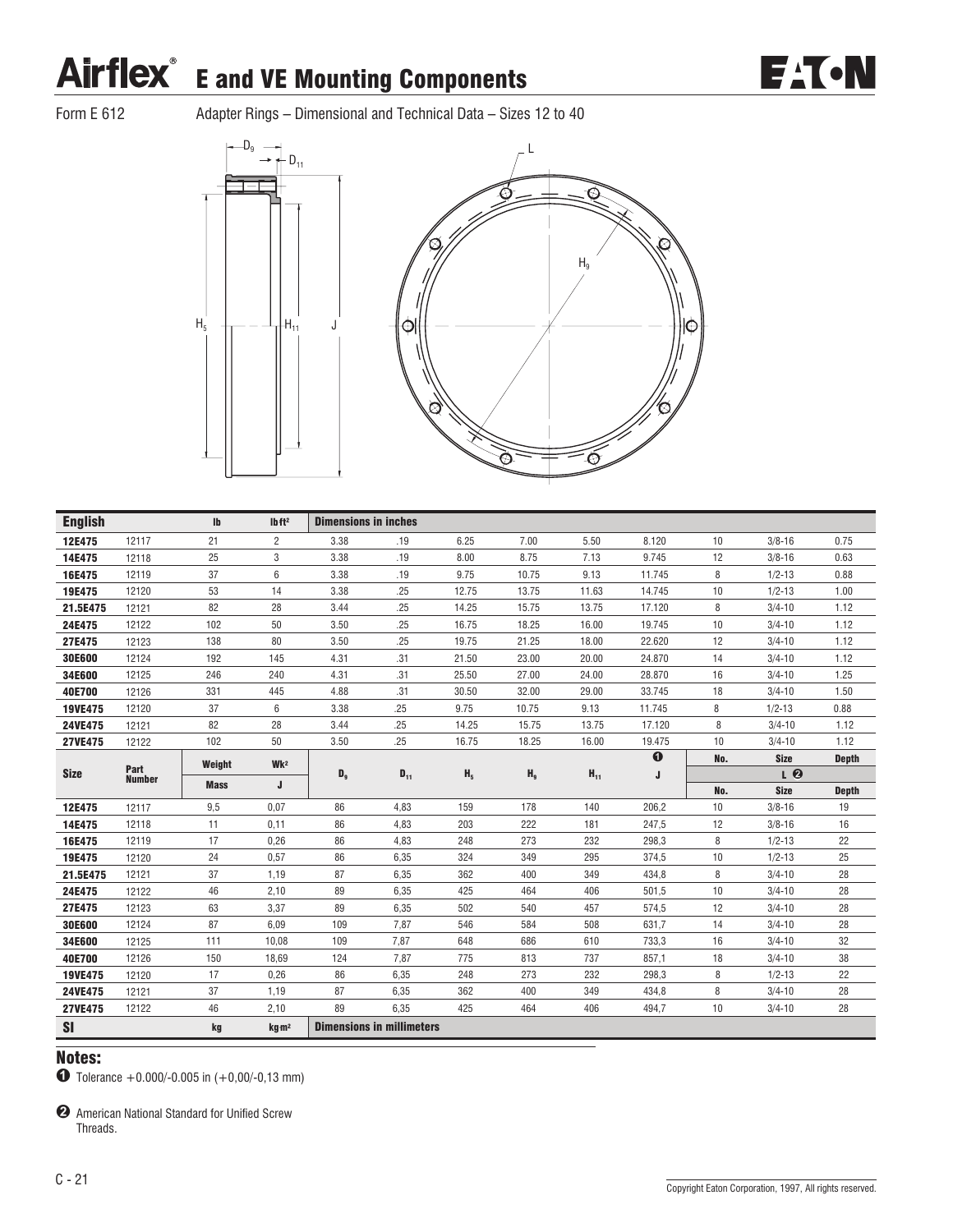# Airflex® E and VE Mounting Components

Form E 612 — Adapter Rings – Dimensional and Technical Data – Sizes 12 to 40

| Size | Part Number | Weight | $Wk^2$ | $D_9$ | $D_{11}$ | $H_5$ | $H_9$ | $H_{11}$ | J ❶ | L ❷ No. | L ❷ Size | L ❷ Depth |
|---|---|---|---|---|---|---|---|---|---|---|---|---|
| **English** | | lb | lb ft² | Dimensions in inches | | | | | | | | |
| **12E475** | 12117 | 21 | 2 | 3.38 | .19 | 6.25 | 7.00 | 5.50 | 8.120 | 10 | 3/8-16 | 0.75 |
| **14E475** | 12118 | 25 | 3 | 3.38 | .19 | 8.00 | 8.75 | 7.13 | 9.745 | 12 | 3/8-16 | 0.63 |
| **16E475** | 12119 | 37 | 6 | 3.38 | .19 | 9.75 | 10.75 | 9.13 | 11.745 | 8 | 1/2-13 | 0.88 |
| **19E475** | 12120 | 53 | 14 | 3.38 | .25 | 12.75 | 13.75 | 11.63 | 14.745 | 10 | 1/2-13 | 1.00 |
| **21.5E475** | 12121 | 82 | 28 | 3.44 | .25 | 14.25 | 15.75 | 13.75 | 17.120 | 8 | 3/4-10 | 1.12 |
| **24E475** | 12122 | 102 | 50 | 3.50 | .25 | 16.75 | 18.25 | 16.00 | 19.745 | 10 | 3/4-10 | 1.12 |
| **27E475** | 12123 | 138 | 80 | 3.50 | .25 | 19.75 | 21.25 | 18.00 | 22.620 | 12 | 3/4-10 | 1.12 |
| **30E600** | 12124 | 192 | 145 | 4.31 | .31 | 21.50 | 23.00 | 20.00 | 24.870 | 14 | 3/4-10 | 1.12 |
| **34E600** | 12125 | 246 | 240 | 4.31 | .31 | 25.50 | 27.00 | 24.00 | 28.870 | 16 | 3/4-10 | 1.25 |
| **40E700** | 12126 | 331 | 445 | 4.88 | .31 | 30.50 | 32.00 | 29.00 | 33.745 | 18 | 3/4-10 | 1.50 |
| **19VE475** | 12120 | 37 | 6 | 3.38 | .25 | 9.75 | 10.75 | 9.13 | 11.745 | 8 | 1/2-13 | 0.88 |
| **24VE475** | 12121 | 82 | 28 | 3.44 | .25 | 14.25 | 15.75 | 13.75 | 17.120 | 8 | 3/4-10 | 1.12 |
| **27VE475** | 12122 | 102 | 50 | 3.50 | .25 | 16.75 | 18.25 | 16.00 | 19.475 | 10 | 3/4-10 | 1.12 |
| **Size** | **Part Number** | **Mass** | **J** | $D_9$ | $D_{11}$ | $H_5$ | $H_9$ | $H_{11}$ | J ❶ | No. | Size | Depth |
| **12E475** | 12117 | 9,5 | 0,07 | 86 | 4,83 | 159 | 178 | 140 | 206,2 | 10 | 3/8-16 | 19 |
| **14E475** | 12118 | 11 | 0,11 | 86 | 4,83 | 203 | 222 | 181 | 247,5 | 12 | 3/8-16 | 16 |
| **16E475** | 12119 | 17 | 0,26 | 86 | 4,83 | 248 | 273 | 232 | 298,3 | 8 | 1/2-13 | 22 |
| **19E475** | 12120 | 24 | 0,57 | 86 | 6,35 | 324 | 349 | 295 | 374,5 | 10 | 1/2-13 | 25 |
| **21.5E475** | 12121 | 37 | 1,19 | 87 | 6,35 | 362 | 400 | 349 | 434,8 | 8 | 3/4-10 | 28 |
| **24E475** | 12122 | 46 | 2,10 | 89 | 6,35 | 425 | 464 | 406 | 501,5 | 10 | 3/4-10 | 28 |
| **27E475** | 12123 | 63 | 3,37 | 89 | 6,35 | 502 | 540 | 457 | 574,5 | 12 | 3/4-10 | 28 |
| **30E600** | 12124 | 87 | 6,09 | 109 | 7,87 | 546 | 584 | 508 | 631,7 | 14 | 3/4-10 | 28 |
| **34E600** | 12125 | 111 | 10,08 | 109 | 7,87 | 648 | 686 | 610 | 733,3 | 16 | 3/4-10 | 32 |
| **40E700** | 12126 | 150 | 18,69 | 124 | 7,87 | 775 | 813 | 737 | 857,1 | 18 | 3/4-10 | 38 |
| **19VE475** | 12120 | 17 | 0,26 | 86 | 6,35 | 248 | 273 | 232 | 298,3 | 8 | 1/2-13 | 22 |
| **24VE475** | 12121 | 37 | 1,19 | 87 | 6,35 | 362 | 400 | 349 | 434,8 | 8 | 3/4-10 | 28 |
| **27VE475** | 12122 | 46 | 2,10 | 89 | 6,35 | 425 | 464 | 406 | 494,7 | 10 | 3/4-10 | 28 |
| **SI** | | kg | kg m² | Dimensions in millimeters | | | | | | | | |

## Notes:

❶ Tolerance +0.000/-0.005 in (+0,00/-0,13 mm)

❷ American National Standard for Unified Screw Threads.

Copyright Eaton Corporation, 1997, All rights reserved.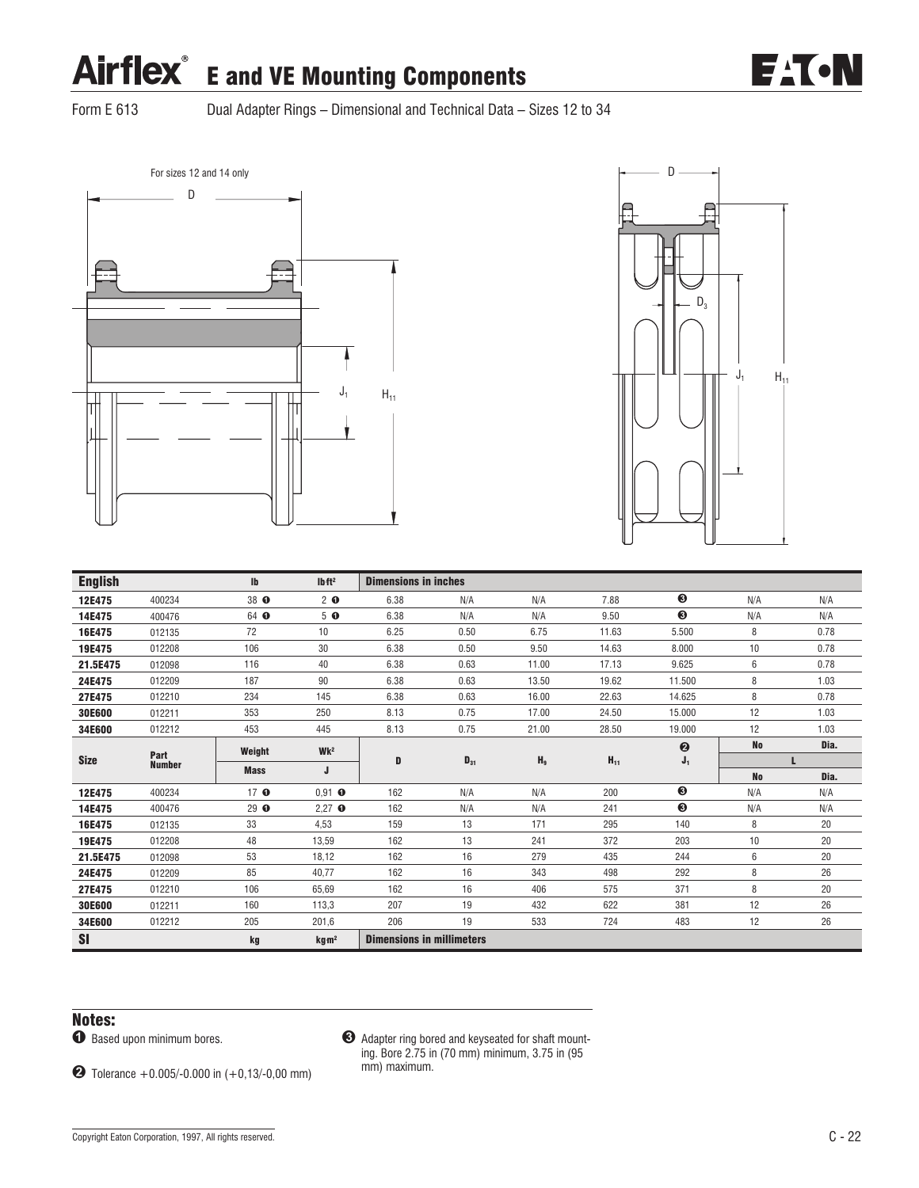# Airflex® E and VE Mounting Components

Form E 613 Dual Adapter Rings – Dimensional and Technical Data – Sizes 12 to 34

For sizes 12 and 14 only

D

$J_1$ $H_{11}$

D $D_3$ $J_1$ $H_{11}$

| English | | lb | lb ft² | Dimensions in inches | | | | | | |
|---|---|---|---|---|---|---|---|---|---|---|
| 12E475 | 400234 | 38 ❶ | 2 ❶ | 6.38 | N/A | N/A | 7.88 | ❸ | N/A | N/A |
| 14E475 | 400476 | 64 ❶ | 5 ❶ | 6.38 | N/A | N/A | 9.50 | ❸ | N/A | N/A |
| 16E475 | 012135 | 72 | 10 | 6.25 | 0.50 | 6.75 | 11.63 | 5.500 | 8 | 0.78 |
| 19E475 | 012208 | 106 | 30 | 6.38 | 0.50 | 9.50 | 14.63 | 8.000 | 10 | 0.78 |
| 21.5E475 | 012098 | 116 | 40 | 6.38 | 0.63 | 11.00 | 17.13 | 9.625 | 6 | 0.78 |
| 24E475 | 012209 | 187 | 90 | 6.38 | 0.63 | 13.50 | 19.62 | 11.500 | 8 | 1.03 |
| 27E475 | 012210 | 234 | 145 | 6.38 | 0.63 | 16.00 | 22.63 | 14.625 | 8 | 0.78 |
| 30E600 | 012211 | 353 | 250 | 8.13 | 0.75 | 17.00 | 24.50 | 15.000 | 12 | 1.03 |
| 34E600 | 012212 | 453 | 445 | 8.13 | 0.75 | 21.00 | 28.50 | 19.000 | 12 | 1.03 |
| Size | Part Number | Weight / Mass | Wk² / J | D | $D_{31}$ | $H_9$ | $H_{11}$ | ❷ $J_1$ | L No | L Dia. |
| 12E475 | 400234 | 17 ❶ | 0,91 ❶ | 162 | N/A | N/A | 200 | ❸ | N/A | N/A |
| 14E475 | 400476 | 29 ❶ | 2,27 ❶ | 162 | N/A | N/A | 241 | ❸ | N/A | N/A |
| 16E475 | 012135 | 33 | 4,53 | 159 | 13 | 171 | 295 | 140 | 8 | 20 |
| 19E475 | 012208 | 48 | 13,59 | 162 | 13 | 241 | 372 | 203 | 10 | 20 |
| 21.5E475 | 012098 | 53 | 18,12 | 162 | 16 | 279 | 435 | 244 | 6 | 20 |
| 24E475 | 012209 | 85 | 40,77 | 162 | 16 | 343 | 498 | 292 | 8 | 26 |
| 27E475 | 012210 | 106 | 65,69 | 162 | 16 | 406 | 575 | 371 | 8 | 20 |
| 30E600 | 012211 | 160 | 113,3 | 207 | 19 | 432 | 622 | 381 | 12 | 26 |
| 34E600 | 012212 | 205 | 201,6 | 206 | 19 | 533 | 724 | 483 | 12 | 26 |
| SI | | kg | kg m² | Dimensions in millimeters | | | | | | |

## Notes:

❶ Based upon minimum bores.

❷ Tolerance +0.005/-0.000 in (+0,13/-0,00 mm)

❸ Adapter ring bored and keyseated for shaft mounting. Bore 2.75 in (70 mm) minimum, 3.75 in (95 mm) maximum.

Copyright Eaton Corporation, 1997, All rights reserved.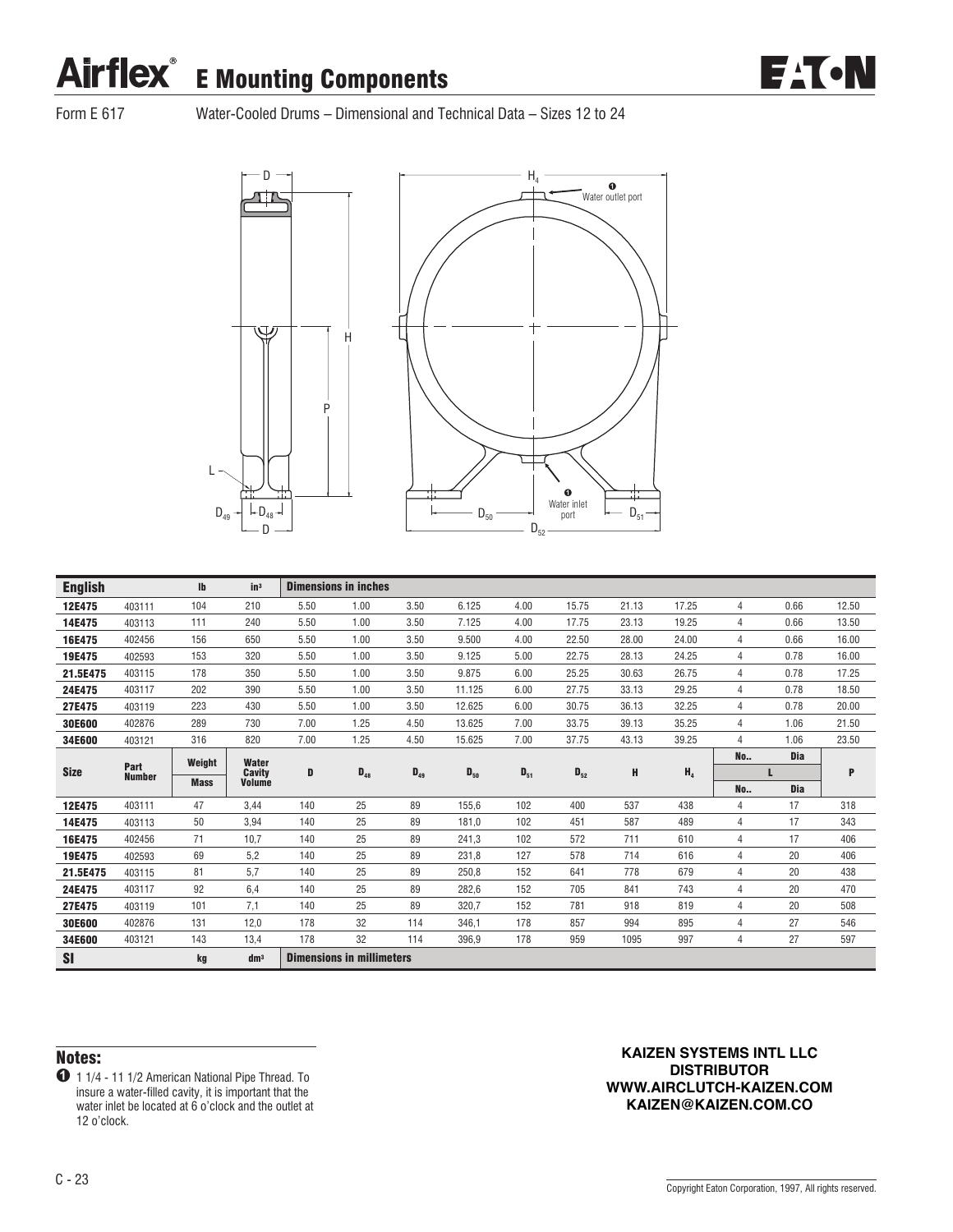# Airflex® E Mounting Components

Form E 617 Water-Cooled Drums – Dimensional and Technical Data – Sizes 12 to 24

D

H

P

L

$D_{49}$ $D_{48}$

D

$H_4$

❶ Water outlet port

❶ Water inlet port

$D_{50}$ $D_{51}$

$D_{52}$

| English | | lb | in³ | Dimensions in inches | | | | | | | | | | |
|---|---|---|---|---|---|---|---|---|---|---|---|---|---|---|
| 12E475 | 403111 | 104 | 210 | 5.50 | 1.00 | 3.50 | 6.125 | 4.00 | 15.75 | 21.13 | 17.25 | 4 | 0.66 | 12.50 |
| 14E475 | 403113 | 111 | 240 | 5.50 | 1.00 | 3.50 | 7.125 | 4.00 | 17.75 | 23.13 | 19.25 | 4 | 0.66 | 13.50 |
| 16E475 | 402456 | 156 | 650 | 5.50 | 1.00 | 3.50 | 9.500 | 4.00 | 22.50 | 28.00 | 24.00 | 4 | 0.66 | 16.00 |
| 19E475 | 402593 | 153 | 320 | 5.50 | 1.00 | 3.50 | 9.125 | 5.00 | 22.75 | 28.13 | 24.25 | 4 | 0.78 | 16.00 |
| 21.5E475 | 403115 | 178 | 350 | 5.50 | 1.00 | 3.50 | 9.875 | 6.00 | 25.25 | 30.63 | 26.75 | 4 | 0.78 | 17.25 |
| 24E475 | 403117 | 202 | 390 | 5.50 | 1.00 | 3.50 | 11.125 | 6.00 | 27.75 | 33.13 | 29.25 | 4 | 0.78 | 18.50 |
| 27E475 | 403119 | 223 | 430 | 5.50 | 1.00 | 3.50 | 12.625 | 6.00 | 30.75 | 36.13 | 32.25 | 4 | 0.78 | 20.00 |
| 30E600 | 402876 | 289 | 730 | 7.00 | 1.25 | 4.50 | 13.625 | 7.00 | 33.75 | 39.13 | 35.25 | 4 | 1.06 | 21.50 |
| 34E600 | 403121 | 316 | 820 | 7.00 | 1.25 | 4.50 | 15.625 | 7.00 | 37.75 | 43.13 | 39.25 | 4 | 1.06 | 23.50 |
| Size | Part Number | Weight / Mass | Water Cavity Volume | D | $D_{48}$ | $D_{49}$ | $D_{50}$ | $D_{51}$ | $D_{52}$ | H | $H_4$ | L No.. | L Dia | P |
| 12E475 | 403111 | 47 | 3,44 | 140 | 25 | 89 | 155,6 | 102 | 400 | 537 | 438 | 4 | 17 | 318 |
| 14E475 | 403113 | 50 | 3,94 | 140 | 25 | 89 | 181,0 | 102 | 451 | 587 | 489 | 4 | 17 | 343 |
| 16E475 | 402456 | 71 | 10,7 | 140 | 25 | 89 | 241,3 | 102 | 572 | 711 | 610 | 4 | 17 | 406 |
| 19E475 | 402593 | 69 | 5,2 | 140 | 25 | 89 | 231,8 | 127 | 578 | 714 | 616 | 4 | 20 | 406 |
| 21.5E475 | 403115 | 81 | 5,7 | 140 | 25 | 89 | 250,8 | 152 | 641 | 778 | 679 | 4 | 20 | 438 |
| 24E475 | 403117 | 92 | 6,4 | 140 | 25 | 89 | 282,6 | 152 | 705 | 841 | 743 | 4 | 20 | 470 |
| 27E475 | 403119 | 101 | 7,1 | 140 | 25 | 89 | 320,7 | 152 | 781 | 918 | 819 | 4 | 20 | 508 |
| 30E600 | 402876 | 131 | 12,0 | 178 | 32 | 114 | 346,1 | 178 | 857 | 994 | 895 | 4 | 27 | 546 |
| 34E600 | 403121 | 143 | 13,4 | 178 | 32 | 114 | 396,9 | 178 | 959 | 1095 | 997 | 4 | 27 | 597 |
| SI | | kg | dm³ | Dimensions in millimeters | | | | | | | | | | |

## Notes:

❶ 1 1/4 - 11 1/2 American National Pipe Thread. To insure a water-filled cavity, it is important that the water inlet be located at 6 o'clock and the outlet at 12 o'clock.

**KAIZEN SYSTEMS INTL LLC**
**DISTRIBUTOR**
**WWW.AIRCLUTCH-KAIZEN.COM**
**KAIZEN@KAIZEN.COM.CO**

Copyright Eaton Corporation, 1997, All rights reserved.